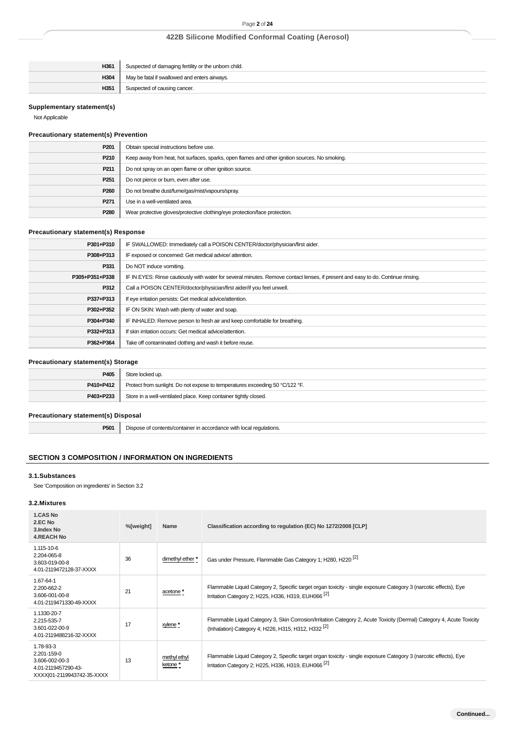| | |
|---|---|
| **H361** | Suspected of damaging fertility or the unborn child. |
| **H304** | May be fatal if swallowed and enters airways. |
| **H351** | Suspected of causing cancer. |

### Supplementary statement(s)

Not Applicable

### Precautionary statement(s) Prevention

| | |
|---|---|
| **P201** | Obtain special instructions before use. |
| **P210** | Keep away from heat, hot surfaces, sparks, open flames and other ignition sources. No smoking. |
| **P211** | Do not spray on an open flame or other ignition source. |
| **P251** | Do not pierce or burn, even after use. |
| **P260** | Do not breathe dust/fume/gas/mist/vapours/spray. |
| **P271** | Use in a well-ventilated area. |
| **P280** | Wear protective gloves/protective clothing/eye protection/face protection. |

### Precautionary statement(s) Response

| | |
|---|---|
| **P301+P310** | IF SWALLOWED: Immediately call a POISON CENTER/doctor/physician/first aider. |
| **P308+P313** | IF exposed or concerned: Get medical advice/ attention. |
| **P331** | Do NOT induce vomiting. |
| **P305+P351+P338** | IF IN EYES: Rinse cautiously with water for several minutes. Remove contact lenses, if present and easy to do. Continue rinsing. |
| **P312** | Call a POISON CENTER/doctor/physician/first aider/if you feel unwell. |
| **P337+P313** | If eye irritation persists: Get medical advice/attention. |
| **P302+P352** | IF ON SKIN: Wash with plenty of water and soap. |
| **P304+P340** | IF INHALED: Remove person to fresh air and keep comfortable for breathing. |
| **P332+P313** | If skin irritation occurs: Get medical advice/attention. |
| **P362+P364** | Take off contaminated clothing and wash it before reuse. |

### Precautionary statement(s) Storage

| | |
|---|---|
| **P405** | Store locked up. |
| **P410+P412** | Protect from sunlight. Do not expose to temperatures exceeding 50 °C/122 °F. |
| **P403+P233** | Store in a well-ventilated place. Keep container tightly closed. |

### Precautionary statement(s) Disposal

| | |
|---|---|
| **P501** | Dispose of contents/container in accordance with local regulations. |

## SECTION 3 COMPOSITION / INFORMATION ON INGREDIENTS

### 3.1.Substances

See 'Composition on ingredients' in Section 3.2

### 3.2.Mixtures

| 1.CAS No 2.EC No 3.Index No 4.REACH No | %[weight] | Name | Classification according to regulation (EC) No 1272/2008 [CLP] |
|---|---|---|---|
| 1.115-10-6 2.204-065-8 3.603-019-00-8 4.01-2119472128-37-XXXX | 36 | dimethyl ether * | Gas under Pressure, Flammable Gas Category 1; H280, H220 [2] |
| 1.67-64-1 2.200-662-2 3.606-001-00-8 4.01-2119471330-49-XXXX | 21 | acetone * | Flammable Liquid Category 2, Specific target organ toxicity - single exposure Category 3 (narcotic effects), Eye Irritation Category 2; H225, H336, H319, EUH066 [2] |
| 1.1330-20-7 2.215-535-7 3.601-022-00-9 4.01-2119488216-32-XXXX | 17 | xylene * | Flammable Liquid Category 3, Skin Corrosion/Irritation Category 2, Acute Toxicity (Dermal) Category 4, Acute Toxicity (Inhalation) Category 4; H226, H315, H312, H332 [2] |
| 1.78-93-3 2.201-159-0 3.606-002-00-3 4.01-2119457290-43-XXXX\|01-2119943742-35-XXXX | 13 | methyl ethyl ketone * | Flammable Liquid Category 2, Specific target organ toxicity - single exposure Category 3 (narcotic effects), Eye Irritation Category 2; H225, H336, H319, EUH066 [2] |

Continued...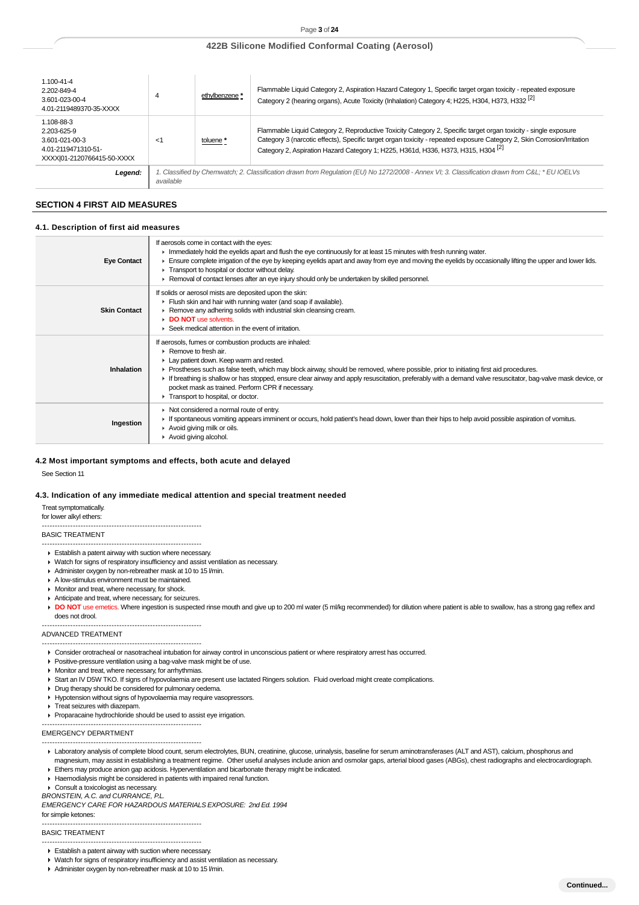| | | | |
|---|---|---|---|
| 1.100-41-4<br>2.202-849-4<br>3.601-023-00-4<br>4.01-2119489370-35-XXXX | 4 | ethylbenzene * | Flammable Liquid Category 2, Aspiration Hazard Category 1, Specific target organ toxicity - repeated exposure Category 2 (hearing organs), Acute Toxicity (Inhalation) Category 4; H225, H304, H373, H332 [2] |
| 1.108-88-3<br>2.203-625-9<br>3.601-021-00-3<br>4.01-2119471310-51-XXXX\|01-2120766415-50-XXXX | <1 | toluene * | Flammable Liquid Category 2, Reproductive Toxicity Category 2, Specific target organ toxicity - single exposure Category 3 (narcotic effects), Specific target organ toxicity - repeated exposure Category 2, Skin Corrosion/Irritation Category 2, Aspiration Hazard Category 1; H225, H361d, H336, H373, H315, H304 [2] |
| **Legend:** | *1. Classified by Chemwatch; 2. Classification drawn from Regulation (EU) No 1272/2008 - Annex VI; 3. Classification drawn from C&L; * EU IOELVs available* | | |

## SECTION 4 FIRST AID MEASURES

### 4.1. Description of first aid measures

| | |
|---|---|
| **Eye Contact** | If aerosols come in contact with the eyes:<br>▸ Immediately hold the eyelids apart and flush the eye continuously for at least 15 minutes with fresh running water.<br>▸ Ensure complete irrigation of the eye by keeping eyelids apart and away from eye and moving the eyelids by occasionally lifting the upper and lower lids.<br>▸ Transport to hospital or doctor without delay.<br>▸ Removal of contact lenses after an eye injury should only be undertaken by skilled personnel. |
| **Skin Contact** | If solids or aerosol mists are deposited upon the skin:<br>▸ Flush skin and hair with running water (and soap if available).<br>▸ Remove any adhering solids with industrial skin cleansing cream.<br>▸ **DO NOT** use solvents.<br>▸ Seek medical attention in the event of irritation. |
| **Inhalation** | If aerosols, fumes or combustion products are inhaled:<br>▸ Remove to fresh air.<br>▸ Lay patient down. Keep warm and rested.<br>▸ Prostheses such as false teeth, which may block airway, should be removed, where possible, prior to initiating first aid procedures.<br>▸ If breathing is shallow or has stopped, ensure clear airway and apply resuscitation, preferably with a demand valve resuscitator, bag-valve mask device, or pocket mask as trained. Perform CPR if necessary.<br>▸ Transport to hospital, or doctor. |
| **Ingestion** | ▸ Not considered a normal route of entry.<br>▸ If spontaneous vomiting appears imminent or occurs, hold patient's head down, lower than their hips to help avoid possible aspiration of vomitus.<br>▸ Avoid giving milk or oils.<br>▸ Avoid giving alcohol. |

### 4.2 Most important symptoms and effects, both acute and delayed

See Section 11

### 4.3. Indication of any immediate medical attention and special treatment needed

Treat symptomatically.
for lower alkyl ethers:

--------------------------------------------------------------
BASIC TREATMENT
--------------------------------------------------------------

- Establish a patent airway with suction where necessary.
- Watch for signs of respiratory insufficiency and assist ventilation as necessary.
- Administer oxygen by non-rebreather mask at 10 to 15 l/min.
- A low-stimulus environment must be maintained.
- Monitor and treat, where necessary, for shock.
- Anticipate and treat, where necessary, for seizures.
- **DO NOT** use emetics. Where ingestion is suspected rinse mouth and give up to 200 ml water (5 ml/kg recommended) for dilution where patient is able to swallow, has a strong gag reflex and does not drool.

--------------------------------------------------------------
ADVANCED TREATMENT
--------------------------------------------------------------

- Consider orotracheal or nasotracheal intubation for airway control in unconscious patient or where respiratory arrest has occurred.
- Positive-pressure ventilation using a bag-valve mask might be of use.
- Monitor and treat, where necessary, for arrhythmias.
- Start an IV D5W TKO. If signs of hypovolaemia are present use lactated Ringers solution. Fluid overload might create complications.
- Drug therapy should be considered for pulmonary oedema.
- Hypotension without signs of hypovolaemia may require vasopressors.
- Treat seizures with diazepam.
- Proparacaine hydrochloride should be used to assist eye irrigation.

--------------------------------------------------------------
EMERGENCY DEPARTMENT
--------------------------------------------------------------

- Laboratory analysis of complete blood count, serum electrolytes, BUN, creatinine, glucose, urinalysis, baseline for serum aminotransferases (ALT and AST), calcium, phosphorus and magnesium, may assist in establishing a treatment regime. Other useful analyses include anion and osmolar gaps, arterial blood gases (ABGs), chest radiographs and electrocardiograph.
- Ethers may produce anion gap acidosis. Hyperventilation and bicarbonate therapy might be indicated.
- Haemodialysis might be considered in patients with impaired renal function.
- Consult a toxicologist as necessary.

*BRONSTEIN, A.C. and CURRANCE, P.L.*
*EMERGENCY CARE FOR HAZARDOUS MATERIALS EXPOSURE: 2nd Ed. 1994*

for simple ketones:

--------------------------------------------------------------
BASIC TREATMENT
--------------------------------------------------------------

- Establish a patent airway with suction where necessary.
- Watch for signs of respiratory insufficiency and assist ventilation as necessary.
- Administer oxygen by non-rebreather mask at 10 to 15 l/min.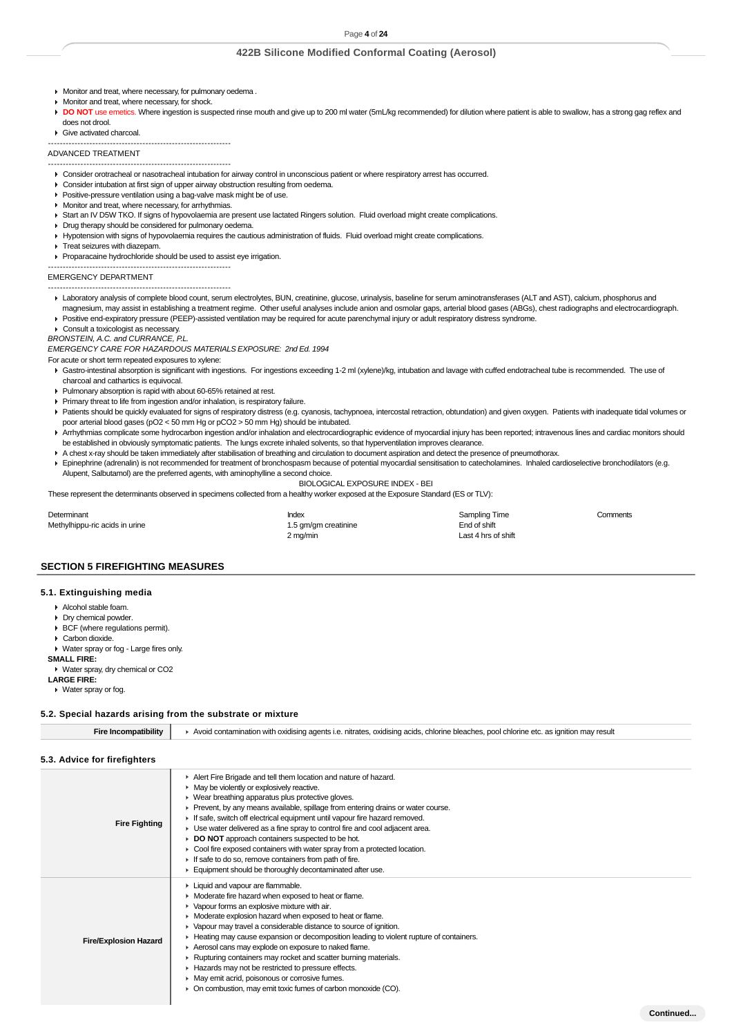- Monitor and treat, where necessary, for pulmonary oedema .
- Monitor and treat, where necessary, for shock.
- **DO NOT** use emetics. Where ingestion is suspected rinse mouth and give up to 200 ml water (5mL/kg recommended) for dilution where patient is able to swallow, has a strong gag reflex and does not drool.
- Give activated charcoal.

--------------------------------------------------------------

ADVANCED TREATMENT

--------------------------------------------------------------

- Consider orotracheal or nasotracheal intubation for airway control in unconscious patient or where respiratory arrest has occurred.
- Consider intubation at first sign of upper airway obstruction resulting from oedema.
- Positive-pressure ventilation using a bag-valve mask might be of use.
- Monitor and treat, where necessary, for arrhythmias.
- Start an IV D5W TKO. If signs of hypovolaemia are present use lactated Ringers solution. Fluid overload might create complications.
- Drug therapy should be considered for pulmonary oedema.
- Hypotension with signs of hypovolaemia requires the cautious administration of fluids. Fluid overload might create complications.
- Treat seizures with diazepam.
- Proparacaine hydrochloride should be used to assist eye irrigation.

--------------------------------------------------------------

EMERGENCY DEPARTMENT

--------------------------------------------------------------

- Laboratory analysis of complete blood count, serum electrolytes, BUN, creatinine, glucose, urinalysis, baseline for serum aminotransferases (ALT and AST), calcium, phosphorus and magnesium, may assist in establishing a treatment regime. Other useful analyses include anion and osmolar gaps, arterial blood gases (ABGs), chest radiographs and electrocardiograph.
- Positive end-expiratory pressure (PEEP)-assisted ventilation may be required for acute parenchymal injury or adult respiratory distress syndrome.
- Consult a toxicologist as necessary.

*BRONSTEIN, A.C. and CURRANCE, P.L.*

*EMERGENCY CARE FOR HAZARDOUS MATERIALS EXPOSURE: 2nd Ed. 1994*

For acute or short term repeated exposures to xylene:

- Gastro-intestinal absorption is significant with ingestions. For ingestions exceeding 1-2 ml (xylene)/kg, intubation and lavage with cuffed endotracheal tube is recommended. The use of charcoal and cathartics is equivocal.
- Pulmonary absorption is rapid with about 60-65% retained at rest.
- Primary threat to life from ingestion and/or inhalation, is respiratory failure.
- Patients should be quickly evaluated for signs of respiratory distress (e.g. cyanosis, tachypnoea, intercostal retraction, obtundation) and given oxygen. Patients with inadequate tidal volumes or poor arterial blood gases ($pO_2 < 50$ mm Hg or $pCO_2 > 50$ mm Hg) should be intubated.
- Arrhythmias complicate some hydrocarbon ingestion and/or inhalation and electrocardiographic evidence of myocardial injury has been reported; intravenous lines and cardiac monitors should be established in obviously symptomatic patients. The lungs excrete inhaled solvents, so that hyperventilation improves clearance.
- A chest x-ray should be taken immediately after stabilisation of breathing and circulation to document aspiration and detect the presence of pneumothorax.
- Epinephrine (adrenalin) is not recommended for treatment of bronchospasm because of potential myocardial sensitisation to catecholamines. Inhaled cardioselective bronchodilators (e.g. Alupent, Salbutamol) are the preferred agents, with aminophylline a second choice.

BIOLOGICAL EXPOSURE INDEX - BEI

These represent the determinants observed in specimens collected from a healthy worker exposed at the Exposure Standard (ES or TLV):

| Determinant | Index | Sampling Time | Comments |
|---|---|---|---|
| Methylhippu-ric acids in urine | 1.5 gm/gm creatinine | End of shift | |
| | 2 mg/min | Last 4 hrs of shift | |

## SECTION 5 FIREFIGHTING MEASURES

### 5.1. Extinguishing media

- Alcohol stable foam.
- Dry chemical powder.
- BCF (where regulations permit).
- Carbon dioxide.
- Water spray or fog - Large fires only.

**SMALL FIRE:**

- Water spray, dry chemical or CO2

**LARGE FIRE:**

- Water spray or fog.

### 5.2. Special hazards arising from the substrate or mixture

| | |
|---|---|
| **Fire Incompatibility** | Avoid contamination with oxidising agents i.e. nitrates, oxidising acids, chlorine bleaches, pool chlorine etc. as ignition may result |

### 5.3. Advice for firefighters

| | |
|---|---|
| **Fire Fighting** | - Alert Fire Brigade and tell them location and nature of hazard.<br>- May be violently or explosively reactive.<br>- Wear breathing apparatus plus protective gloves.<br>- Prevent, by any means available, spillage from entering drains or water course.<br>- If safe, switch off electrical equipment until vapour fire hazard removed.<br>- Use water delivered as a fine spray to control fire and cool adjacent area.<br>- **DO NOT** approach containers suspected to be hot.<br>- Cool fire exposed containers with water spray from a protected location.<br>- If safe to do so, remove containers from path of fire.<br>- Equipment should be thoroughly decontaminated after use. |
| **Fire/Explosion Hazard** | - Liquid and vapour are flammable.<br>- Moderate fire hazard when exposed to heat or flame.<br>- Vapour forms an explosive mixture with air.<br>- Moderate explosion hazard when exposed to heat or flame.<br>- Vapour may travel a considerable distance to source of ignition.<br>- Heating may cause expansion or decomposition leading to violent rupture of containers.<br>- Aerosol cans may explode on exposure to naked flame.<br>- Rupturing containers may rocket and scatter burning materials.<br>- Hazards may not be restricted to pressure effects.<br>- May emit acrid, poisonous or corrosive fumes.<br>- On combustion, may emit toxic fumes of carbon monoxide (CO). |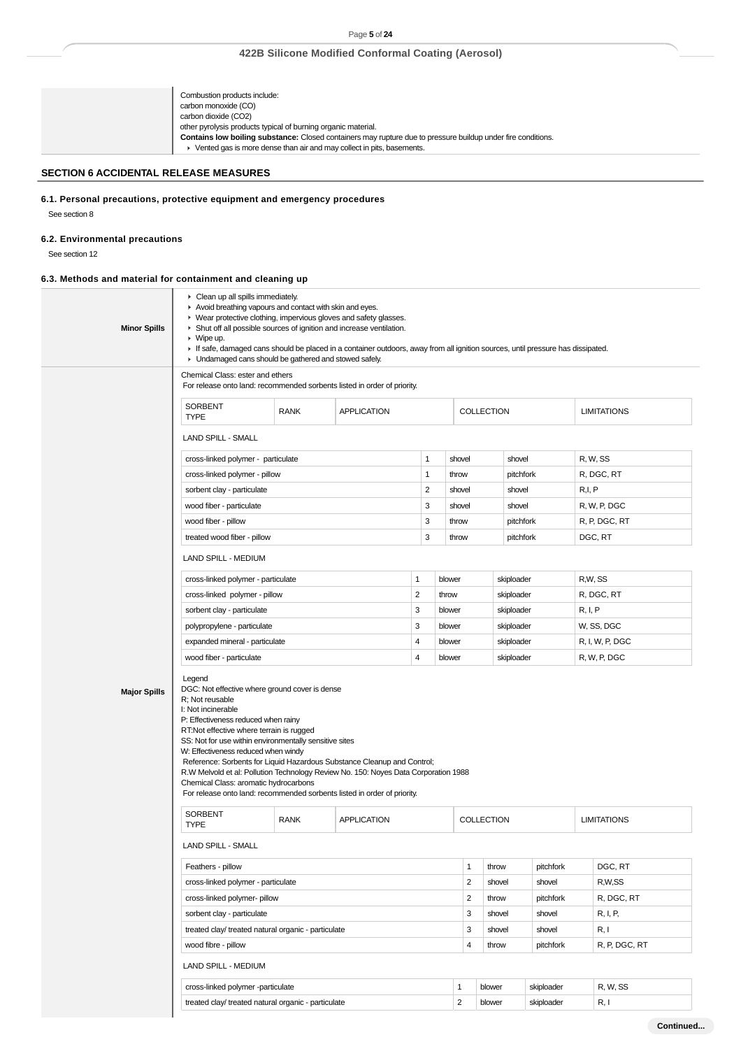| | |
|---|---|
| | Combustion products include:<br>carbon monoxide (CO)<br>carbon dioxide (CO2)<br>other pyrolysis products typical of burning organic material.<br>**Contains low boiling substance:** Closed containers may rupture due to pressure buildup under fire conditions.<br>▸ Vented gas is more dense than air and may collect in pits, basements. |

## SECTION 6 ACCIDENTAL RELEASE MEASURES

### 6.1. Personal precautions, protective equipment and emergency procedures

See section 8

### 6.2. Environmental precautions

See section 12

### 6.3. Methods and material for containment and cleaning up

**Minor Spills**

- Clean up all spills immediately.
- Avoid breathing vapours and contact with skin and eyes.
- Wear protective clothing, impervious gloves and safety glasses.
- Shut off all possible sources of ignition and increase ventilation.
- Wipe up.
- If safe, damaged cans should be placed in a container outdoors, away from all ignition sources, until pressure has dissipated.
- Undamaged cans should be gathered and stowed safely.

**Major Spills**

Chemical Class: ester and ethers

For release onto land: recommended sorbents listed in order of priority.

| SORBENT TYPE | RANK | APPLICATION | COLLECTION | LIMITATIONS |
|---|---|---|---|---|
| **LAND SPILL - SMALL** | | | | |
| cross-linked polymer - particulate | 1 | shovel | shovel | R, W, SS |
| cross-linked polymer - pillow | 1 | throw | pitchfork | R, DGC, RT |
| sorbent clay - particulate | 2 | shovel | shovel | R,I, P |
| wood fiber - particulate | 3 | shovel | shovel | R, W, P, DGC |
| wood fiber - pillow | 3 | throw | pitchfork | R, P, DGC, RT |
| treated wood fiber - pillow | 3 | throw | pitchfork | DGC, RT |
| **LAND SPILL - MEDIUM** | | | | |
| cross-linked polymer - particulate | 1 | blower | skiploader | R,W, SS |
| cross-linked polymer - pillow | 2 | throw | skiploader | R, DGC, RT |
| sorbent clay - particulate | 3 | blower | skiploader | R, I, P |
| polypropylene - particulate | 3 | blower | skiploader | W, SS, DGC |
| expanded mineral - particulate | 4 | blower | skiploader | R, I, W, P, DGC |
| wood fiber - particulate | 4 | blower | skiploader | R, W, P, DGC |

Legend

DGC: Not effective where ground cover is dense
R; Not reusable
I: Not incinerable
P: Effectiveness reduced when rainy
RT:Not effective where terrain is rugged
SS: Not for use within environmentally sensitive sites
W: Effectiveness reduced when windy

Reference: Sorbents for Liquid Hazardous Substance Cleanup and Control;
R.W Melvold et al: Pollution Technology Review No. 150: Noyes Data Corporation 1988

Chemical Class: aromatic hydrocarbons

For release onto land: recommended sorbents listed in order of priority.

| SORBENT TYPE | RANK | APPLICATION | COLLECTION | LIMITATIONS |
|---|---|---|---|---|
| **LAND SPILL - SMALL** | | | | |
| Feathers - pillow | 1 | throw | pitchfork | DGC, RT |
| cross-linked polymer - particulate | 2 | shovel | shovel | R,W,SS |
| cross-linked polymer- pillow | 2 | throw | pitchfork | R, DGC, RT |
| sorbent clay - particulate | 3 | shovel | shovel | R, I, P, |
| treated clay/ treated natural organic - particulate | 3 | shovel | shovel | R, I |
| wood fibre - pillow | 4 | throw | pitchfork | R, P, DGC, RT |
| **LAND SPILL - MEDIUM** | | | | |
| cross-linked polymer -particulate | 1 | blower | skiploader | R, W, SS |
| treated clay/ treated natural organic - particulate | 2 | blower | skiploader | R, I |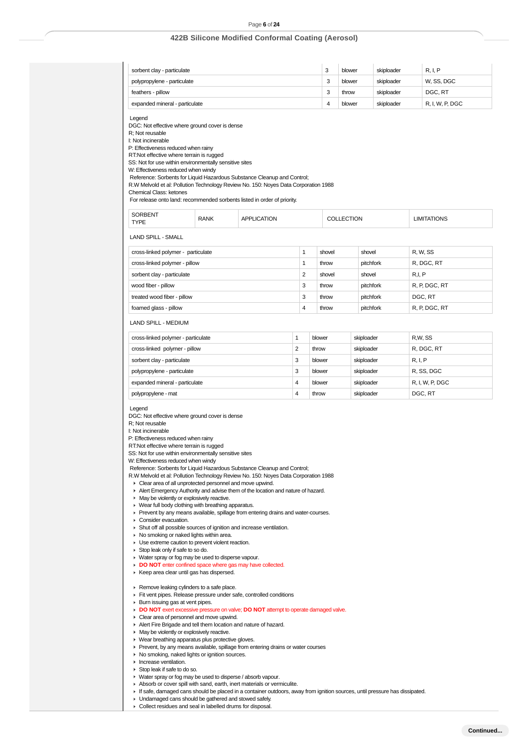| | | | | |
|---|---|---|---|---|
| sorbent clay - particulate | 3 | blower | skiploader | R, I, P |
| polypropylene - particulate | 3 | blower | skiploader | W, SS, DGC |
| feathers - pillow | 3 | throw | skiploader | DGC, RT |
| expanded mineral - particulate | 4 | blower | skiploader | R, I, W, P, DGC |

Legend
DGC: Not effective where ground cover is dense
R; Not reusable
I: Not incinerable
P: Effectiveness reduced when rainy
RT:Not effective where terrain is rugged
SS: Not for use within environmentally sensitive sites
W: Effectiveness reduced when windy
Reference: Sorbents for Liquid Hazardous Substance Cleanup and Control;
R.W Melvold et al: Pollution Technology Review No. 150: Noyes Data Corporation 1988
Chemical Class: ketones
For release onto land: recommended sorbents listed in order of priority.

| SORBENT TYPE | RANK | APPLICATION | COLLECTION | LIMITATIONS |
|---|---|---|---|---|

LAND SPILL - SMALL

| | | | | |
|---|---|---|---|---|
| cross-linked polymer - particulate | 1 | shovel | shovel | R, W, SS |
| cross-linked polymer - pillow | 1 | throw | pitchfork | R, DGC, RT |
| sorbent clay - particulate | 2 | shovel | shovel | R,I, P |
| wood fiber - pillow | 3 | throw | pitchfork | R, P, DGC, RT |
| treated wood fiber - pillow | 3 | throw | pitchfork | DGC, RT |
| foamed glass - pillow | 4 | throw | pitchfork | R, P, DGC, RT |

LAND SPILL - MEDIUM

| | | | | |
|---|---|---|---|---|
| cross-linked polymer - particulate | 1 | blower | skiploader | R,W, SS |
| cross-linked polymer - pillow | 2 | throw | skiploader | R, DGC, RT |
| sorbent clay - particulate | 3 | blower | skiploader | R, I, P |
| polypropylene - particulate | 3 | blower | skiploader | R, SS, DGC |
| expanded mineral - particulate | 4 | blower | skiploader | R, I, W, P, DGC |
| polypropylene - mat | 4 | throw | skiploader | DGC, RT |

Legend
DGC: Not effective where ground cover is dense
R; Not reusable
I: Not incinerable
P: Effectiveness reduced when rainy
RT:Not effective where terrain is rugged
SS: Not for use within environmentally sensitive sites
W: Effectiveness reduced when windy
Reference: Sorbents for Liquid Hazardous Substance Cleanup and Control;
R.W Melvold et al: Pollution Technology Review No. 150: Noyes Data Corporation 1988

- Clear area of all unprotected personnel and move upwind.
- Alert Emergency Authority and advise them of the location and nature of hazard.
- May be violently or explosively reactive.
- Wear full body clothing with breathing apparatus.
- Prevent by any means available, spillage from entering drains and water-courses.
- Consider evacuation.
- Shut off all possible sources of ignition and increase ventilation.
- No smoking or naked lights within area.
- Use extreme caution to prevent violent reaction.
- Stop leak only if safe to so do.
- Water spray or fog may be used to disperse vapour.
- **DO NOT** enter confined space where gas may have collected.
- Keep area clear until gas has dispersed.

- Remove leaking cylinders to a safe place.
- Fit vent pipes. Release pressure under safe, controlled conditions
- Burn issuing gas at vent pipes.
- **DO NOT** exert excessive pressure on valve; **DO NOT** attempt to operate damaged valve.
- Clear area of personnel and move upwind.
- Alert Fire Brigade and tell them location and nature of hazard.
- May be violently or explosively reactive.
- Wear breathing apparatus plus protective gloves.
- Prevent, by any means available, spillage from entering drains or water courses
- No smoking, naked lights or ignition sources.
- Increase ventilation.
- Stop leak if safe to do so.
- Water spray or fog may be used to disperse / absorb vapour.
- Absorb or cover spill with sand, earth, inert materials or vermiculite.
- If safe, damaged cans should be placed in a container outdoors, away from ignition sources, until pressure has dissipated.
- Undamaged cans should be gathered and stowed safely.
- Collect residues and seal in labelled drums for disposal.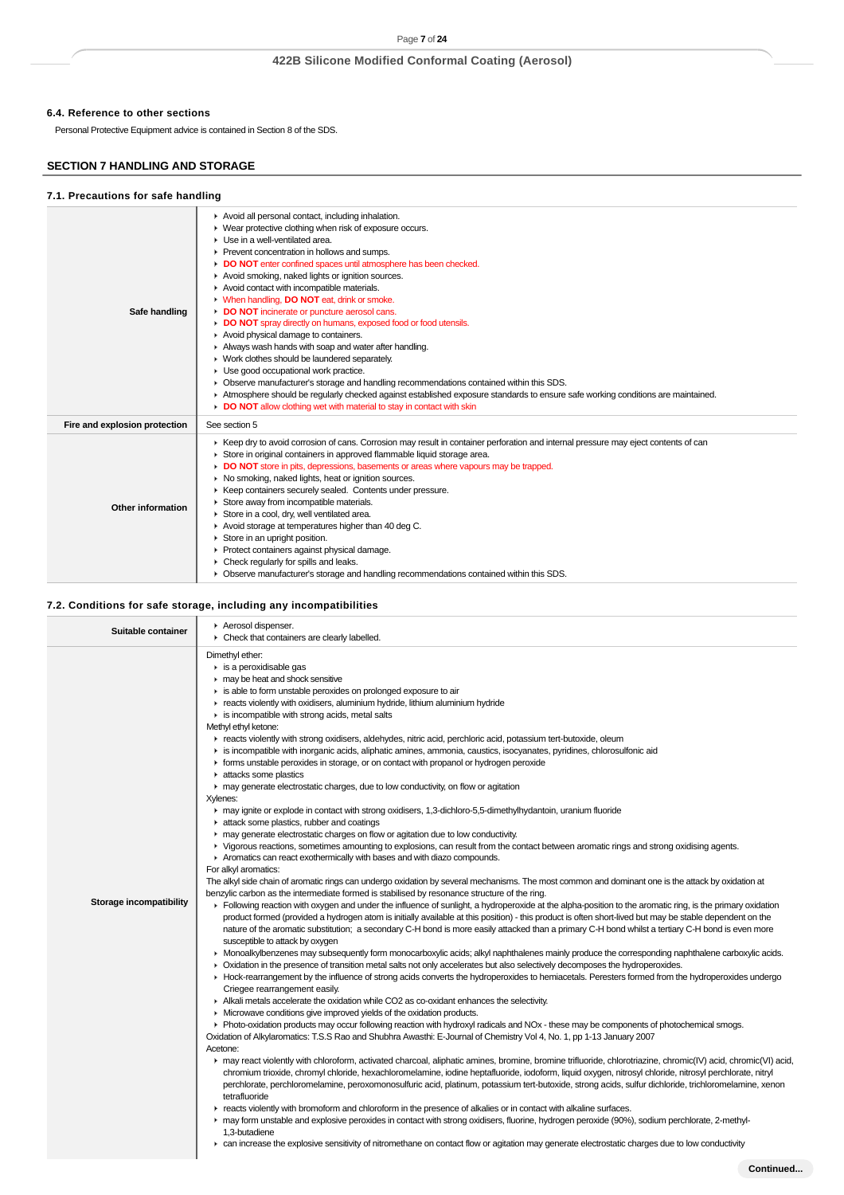### 6.4. Reference to other sections

Personal Protective Equipment advice is contained in Section 8 of the SDS.

## SECTION 7 HANDLING AND STORAGE

### 7.1. Precautions for safe handling

| | |
|---|---|
| **Safe handling** | ▸ Avoid all personal contact, including inhalation.<br>▸ Wear protective clothing when risk of exposure occurs.<br>▸ Use in a well-ventilated area.<br>▸ Prevent concentration in hollows and sumps.<br>▸ **DO NOT** enter confined spaces until atmosphere has been checked.<br>▸ Avoid smoking, naked lights or ignition sources.<br>▸ Avoid contact with incompatible materials.<br>▸ When handling, **DO NOT** eat, drink or smoke.<br>▸ **DO NOT** incinerate or puncture aerosol cans.<br>▸ **DO NOT** spray directly on humans, exposed food or food utensils.<br>▸ Avoid physical damage to containers.<br>▸ Always wash hands with soap and water after handling.<br>▸ Work clothes should be laundered separately.<br>▸ Use good occupational work practice.<br>▸ Observe manufacturer's storage and handling recommendations contained within this SDS.<br>▸ Atmosphere should be regularly checked against established exposure standards to ensure safe working conditions are maintained.<br>▸ **DO NOT** allow clothing wet with material to stay in contact with skin |
| **Fire and explosion protection** | See section 5 |
| **Other information** | ▸ Keep dry to avoid corrosion of cans. Corrosion may result in container perforation and internal pressure may eject contents of can<br>▸ Store in original containers in approved flammable liquid storage area.<br>▸ **DO NOT** store in pits, depressions, basements or areas where vapours may be trapped.<br>▸ No smoking, naked lights, heat or ignition sources.<br>▸ Keep containers securely sealed. Contents under pressure.<br>▸ Store away from incompatible materials.<br>▸ Store in a cool, dry, well ventilated area.<br>▸ Avoid storage at temperatures higher than 40 deg C.<br>▸ Store in an upright position.<br>▸ Protect containers against physical damage.<br>▸ Check regularly for spills and leaks.<br>▸ Observe manufacturer's storage and handling recommendations contained within this SDS. |

### 7.2. Conditions for safe storage, including any incompatibilities

| | |
|---|---|
| **Suitable container** | ▸ Aerosol dispenser.<br>▸ Check that containers are clearly labelled. |
| **Storage incompatibility** | Dimethyl ether:<br>▸ is a peroxidisable gas<br>▸ may be heat and shock sensitive<br>▸ is able to form unstable peroxides on prolonged exposure to air<br>▸ reacts violently with oxidisers, aluminium hydride, lithium aluminium hydride<br>▸ is incompatible with strong acids, metal salts<br>Methyl ethyl ketone:<br>▸ reacts violently with strong oxidisers, aldehydes, nitric acid, perchloric acid, potassium tert-butoxide, oleum<br>▸ is incompatible with inorganic acids, aliphatic amines, ammonia, caustics, isocyanates, pyridines, chlorosulfonic aid<br>▸ forms unstable peroxides in storage, or on contact with propanol or hydrogen peroxide<br>▸ attacks some plastics<br>▸ may generate electrostatic charges, due to low conductivity, on flow or agitation<br>Xylenes:<br>▸ may ignite or explode in contact with strong oxidisers, 1,3-dichloro-5,5-dimethylhydantoin, uranium fluoride<br>▸ attack some plastics, rubber and coatings<br>▸ may generate electrostatic charges on flow or agitation due to low conductivity.<br>▸ Vigorous reactions, sometimes amounting to explosions, can result from the contact between aromatic rings and strong oxidising agents.<br>▸ Aromatics can react exothermically with bases and with diazo compounds.<br>For alkyl aromatics:<br>The alkyl side chain of aromatic rings can undergo oxidation by several mechanisms. The most common and dominant one is the attack by oxidation at benzylic carbon as the intermediate formed is stabilised by resonance structure of the ring.<br>▸ Following reaction with oxygen and under the influence of sunlight, a hydroperoxide at the alpha-position to the aromatic ring, is the primary oxidation product formed (provided a hydrogen atom is initially available at this position) - this product is often short-lived but may be stable dependent on the nature of the aromatic substitution; a secondary C-H bond is more easily attacked than a primary C-H bond whilst a tertiary C-H bond is even more susceptible to attack by oxygen<br>▸ Monoalkylbenzenes may subsequently form monocarboxylic acids; alkyl naphthalenes mainly produce the corresponding naphthalene carboxylic acids.<br>▸ Oxidation in the presence of transition metal salts not only accelerates but also selectively decomposes the hydroperoxides.<br>▸ Hock-rearrangement by the influence of strong acids converts the hydroperoxides to hemiacetals. Peresters formed from the hydroperoxides undergo Criegee rearrangement easily.<br>▸ Alkali metals accelerate the oxidation while CO2 as co-oxidant enhances the selectivity.<br>▸ Microwave conditions give improved yields of the oxidation products.<br>▸ Photo-oxidation products may occur following reaction with hydroxyl radicals and NOx - these may be components of photochemical smogs.<br>Oxidation of Alkylaromatics: T.S.S Rao and Shubhra Awasthi: E-Journal of Chemistry Vol 4, No. 1, pp 1-13 January 2007<br>Acetone:<br>▸ may react violently with chloroform, activated charcoal, aliphatic amines, bromine, bromine trifluoride, chlorotriazine, chromic(IV) acid, chromic(VI) acid, chromium trioxide, chromyl chloride, hexachloromelamine, iodine heptafluoride, iodoform, liquid oxygen, nitrosyl chloride, nitrosyl perchlorate, nitryl perchlorate, perchloromelamine, peroxomonosulfuric acid, platinum, potassium tert-butoxide, strong acids, sulfur dichloride, trichloromelamine, xenon tetrafluoride<br>▸ reacts violently with bromoform and chloroform in the presence of alkalies or in contact with alkaline surfaces.<br>▸ may form unstable and explosive peroxides in contact with strong oxidisers, fluorine, hydrogen peroxide (90%), sodium perchlorate, 2-methyl-1,3-butadiene<br>▸ can increase the explosive sensitivity of nitromethane on contact flow or agitation may generate electrostatic charges due to low conductivity |

**Continued...**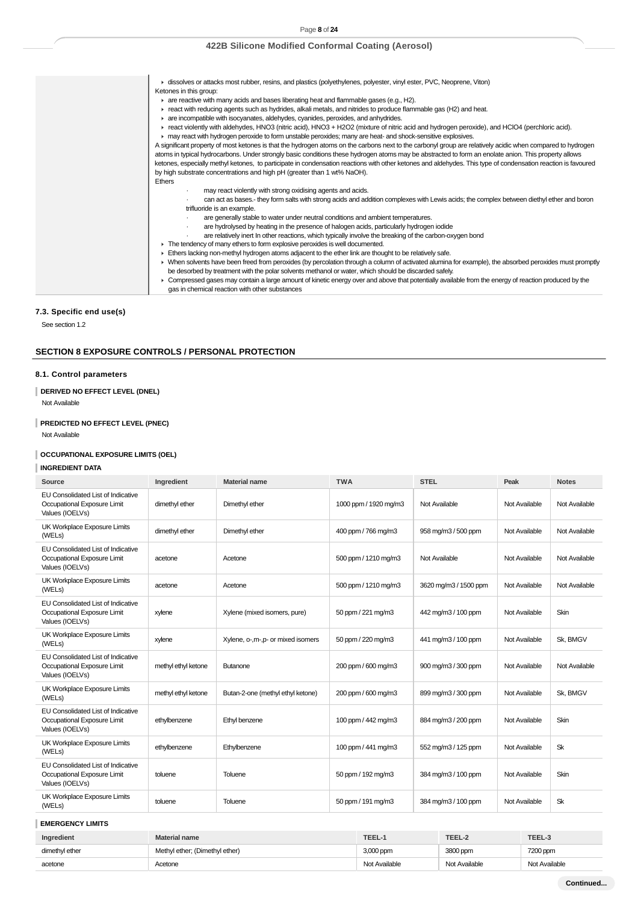- dissolves or attacks most rubber, resins, and plastics (polyethylenes, polyester, vinyl ester, PVC, Neoprene, Viton)

Ketones in this group:

- are reactive with many acids and bases liberating heat and flammable gases (e.g., H2).
- react with reducing agents such as hydrides, alkali metals, and nitrides to produce flammable gas (H2) and heat.
- are incompatible with isocyanates, aldehydes, cyanides, peroxides, and anhydrides.
- react violently with aldehydes, HNO3 (nitric acid), HNO3 + H2O2 (mixture of nitric acid and hydrogen peroxide), and HClO4 (perchloric acid).
- may react with hydrogen peroxide to form unstable peroxides; many are heat- and shock-sensitive explosives.

A significant property of most ketones is that the hydrogen atoms on the carbons next to the carbonyl group are relatively acidic when compared to hydrogen atoms in typical hydrocarbons. Under strongly basic conditions these hydrogen atoms may be abstracted to form an enolate anion. This property allows ketones, especially methyl ketones, to participate in condensation reactions with other ketones and aldehydes. This type of condensation reaction is favoured by high substrate concentrations and high pH (greater than 1 wt% NaOH).

Ethers

- may react violently with strong oxidising agents and acids.
- can act as bases.- they form salts with strong acids and addition complexes with Lewis acids; the complex between diethyl ether and boron trifluoride is an example.
- are generally stable to water under neutral conditions and ambient temperatures.
- are hydrolysed by heating in the presence of halogen acids, particularly hydrogen iodide
- are relatively inert In other reactions, which typically involve the breaking of the carbon-oxygen bond

- The tendency of many ethers to form explosive peroxides is well documented.
- Ethers lacking non-methyl hydrogen atoms adjacent to the ether link are thought to be relatively safe.
- When solvents have been freed from peroxides (by percolation through a column of activated alumina for example), the absorbed peroxides must promptly be desorbed by treatment with the polar solvents methanol or water, which should be discarded safely.
- Compressed gases may contain a large amount of kinetic energy over and above that potentially available from the energy of reaction produced by the gas in chemical reaction with other substances

### 7.3. Specific end use(s)

See section 1.2

## SECTION 8 EXPOSURE CONTROLS / PERSONAL PROTECTION

### 8.1. Control parameters

**DERIVED NO EFFECT LEVEL (DNEL)**

Not Available

**PREDICTED NO EFFECT LEVEL (PNEC)**

Not Available

**OCCUPATIONAL EXPOSURE LIMITS (OEL)**

**INGREDIENT DATA**

| Source | Ingredient | Material name | TWA | STEL | Peak | Notes |
|---|---|---|---|---|---|---|
| EU Consolidated List of Indicative Occupational Exposure Limit Values (IOELVs) | dimethyl ether | Dimethyl ether | 1000 ppm / 1920 mg/m3 | Not Available | Not Available | Not Available |
| UK Workplace Exposure Limits (WELs) | dimethyl ether | Dimethyl ether | 400 ppm / 766 mg/m3 | 958 mg/m3 / 500 ppm | Not Available | Not Available |
| EU Consolidated List of Indicative Occupational Exposure Limit Values (IOELVs) | acetone | Acetone | 500 ppm / 1210 mg/m3 | Not Available | Not Available | Not Available |
| UK Workplace Exposure Limits (WELs) | acetone | Acetone | 500 ppm / 1210 mg/m3 | 3620 mg/m3 / 1500 ppm | Not Available | Not Available |
| EU Consolidated List of Indicative Occupational Exposure Limit Values (IOELVs) | xylene | Xylene (mixed isomers, pure) | 50 ppm / 221 mg/m3 | 442 mg/m3 / 100 ppm | Not Available | Skin |
| UK Workplace Exposure Limits (WELs) | xylene | Xylene, o-,m-,p- or mixed isomers | 50 ppm / 220 mg/m3 | 441 mg/m3 / 100 ppm | Not Available | Sk, BMGV |
| EU Consolidated List of Indicative Occupational Exposure Limit Values (IOELVs) | methyl ethyl ketone | Butanone | 200 ppm / 600 mg/m3 | 900 mg/m3 / 300 ppm | Not Available | Not Available |
| UK Workplace Exposure Limits (WELs) | methyl ethyl ketone | Butan-2-one (methyl ethyl ketone) | 200 ppm / 600 mg/m3 | 899 mg/m3 / 300 ppm | Not Available | Sk, BMGV |
| EU Consolidated List of Indicative Occupational Exposure Limit Values (IOELVs) | ethylbenzene | Ethyl benzene | 100 ppm / 442 mg/m3 | 884 mg/m3 / 200 ppm | Not Available | Skin |
| UK Workplace Exposure Limits (WELs) | ethylbenzene | Ethylbenzene | 100 ppm / 441 mg/m3 | 552 mg/m3 / 125 ppm | Not Available | Sk |
| EU Consolidated List of Indicative Occupational Exposure Limit Values (IOELVs) | toluene | Toluene | 50 ppm / 192 mg/m3 | 384 mg/m3 / 100 ppm | Not Available | Skin |
| UK Workplace Exposure Limits (WELs) | toluene | Toluene | 50 ppm / 191 mg/m3 | 384 mg/m3 / 100 ppm | Not Available | Sk |

**EMERGENCY LIMITS**

| Ingredient | Material name | TEEL-1 | TEEL-2 | TEEL-3 |
|---|---|---|---|---|
| dimethyl ether | Methyl ether; (Dimethyl ether) | 3,000 ppm | 3800 ppm | 7200 ppm |
| acetone | Acetone | Not Available | Not Available | Not Available |

Continued...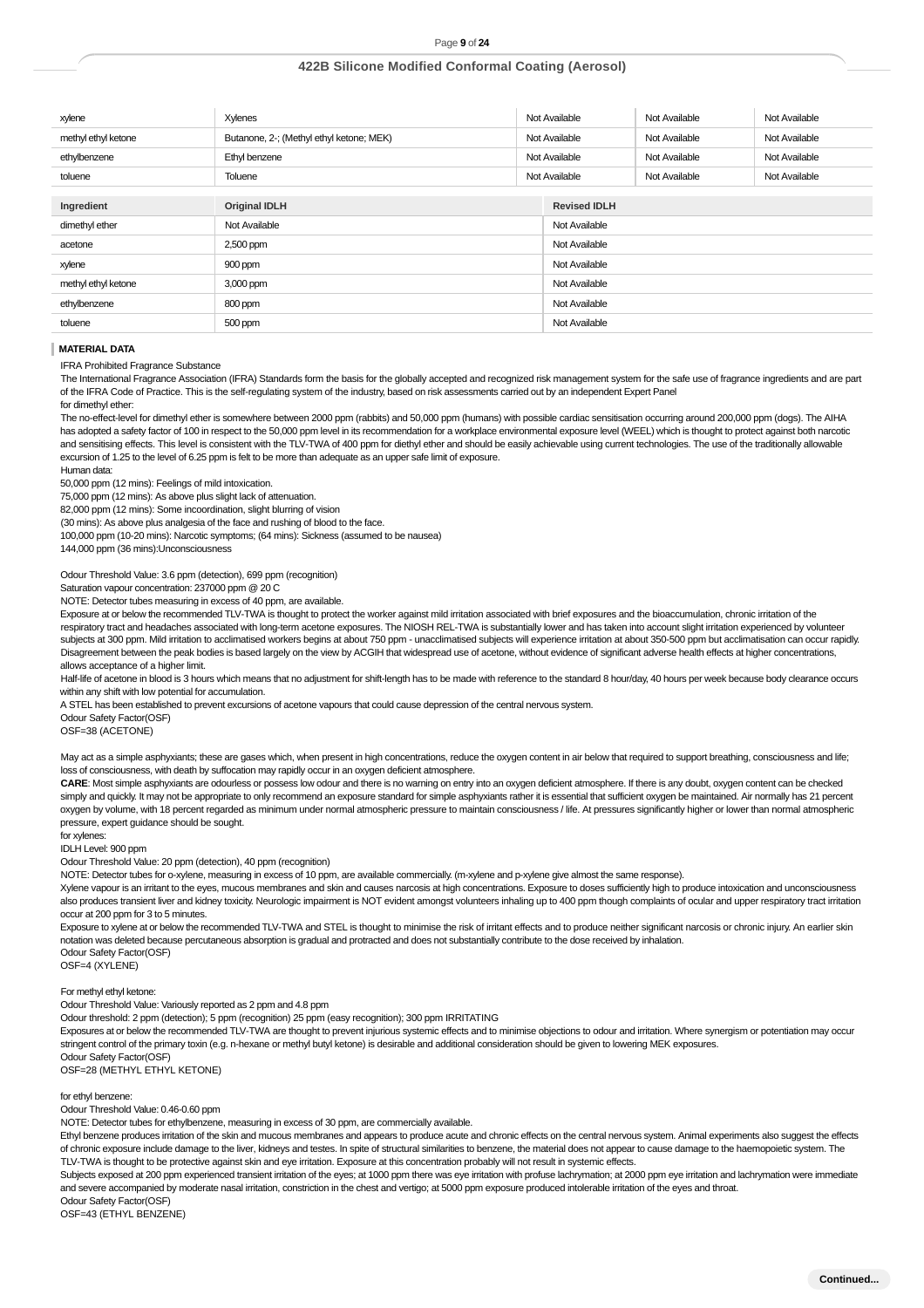| | | | | |
|---|---|---|---|---|
| xylene | Xylenes | Not Available | Not Available | Not Available |
| methyl ethyl ketone | Butanone, 2-; (Methyl ethyl ketone; MEK) | Not Available | Not Available | Not Available |
| ethylbenzene | Ethyl benzene | Not Available | Not Available | Not Available |
| toluene | Toluene | Not Available | Not Available | Not Available |

| Ingredient | Original IDLH | Revised IDLH |
|---|---|---|
| dimethyl ether | Not Available | Not Available |
| acetone | 2,500 ppm | Not Available |
| xylene | 900 ppm | Not Available |
| methyl ethyl ketone | 3,000 ppm | Not Available |
| ethylbenzene | 800 ppm | Not Available |
| toluene | 500 ppm | Not Available |

## MATERIAL DATA

IFRA Prohibited Fragrance Substance

The International Fragrance Association (IFRA) Standards form the basis for the globally accepted and recognized risk management system for the safe use of fragrance ingredients and are part of the IFRA Code of Practice. This is the self-regulating system of the industry, based on risk assessments carried out by an independent Expert Panel

for dimethyl ether:

The no-effect-level for dimethyl ether is somewhere between 2000 ppm (rabbits) and 50,000 ppm (humans) with possible cardiac sensitisation occurring around 200,000 ppm (dogs). The AIHA has adopted a safety factor of 100 in respect to the 50,000 ppm level in its recommendation for a workplace environmental exposure level (WEEL) which is thought to protect against both narcotic and sensitising effects. This level is consistent with the TLV-TWA of 400 ppm for diethyl ether and should be easily achievable using current technologies. The use of the traditionally allowable excursion of 1.25 to the level of 6.25 ppm is felt to be more than adequate as an upper safe limit of exposure.

Human data:

50,000 ppm (12 mins): Feelings of mild intoxication.

75,000 ppm (12 mins): As above plus slight lack of attenuation.

82,000 ppm (12 mins): Some incoordination, slight blurring of vision

(30 mins): As above plus analgesia of the face and rushing of blood to the face.

100,000 ppm (10-20 mins): Narcotic symptoms; (64 mins): Sickness (assumed to be nausea)

144,000 ppm (36 mins):Unconsciousness

Odour Threshold Value: 3.6 ppm (detection), 699 ppm (recognition)

Saturation vapour concentration: 237000 ppm @ 20 C

NOTE: Detector tubes measuring in excess of 40 ppm, are available.

Exposure at or below the recommended TLV-TWA is thought to protect the worker against mild irritation associated with brief exposures and the bioaccumulation, chronic irritation of the respiratory tract and headaches associated with long-term acetone exposures. The NIOSH REL-TWA is substantially lower and has taken into account slight irritation experienced by volunteer subjects at 300 ppm. Mild irritation to acclimatised workers begins at about 750 ppm - unacclimatised subjects will experience irritation at about 350-500 ppm but acclimatisation can occur rapidly. Disagreement between the peak bodies is based largely on the view by ACGIH that widespread use of acetone, without evidence of significant adverse health effects at higher concentrations, allows acceptance of a higher limit.

Half-life of acetone in blood is 3 hours which means that no adjustment for shift-length has to be made with reference to the standard 8 hour/day, 40 hours per week because body clearance occurs within any shift with low potential for accumulation.

A STEL has been established to prevent excursions of acetone vapours that could cause depression of the central nervous system.

Odour Safety Factor(OSF)

OSF=38 (ACETONE)

May act as a simple asphyxiants; these are gases which, when present in high concentrations, reduce the oxygen content in air below that required to support breathing, consciousness and life; loss of consciousness, with death by suffocation may rapidly occur in an oxygen deficient atmosphere.

**CARE**: Most simple asphyxiants are odourless or possess low odour and there is no warning on entry into an oxygen deficient atmosphere. If there is any doubt, oxygen content can be checked simply and quickly. It may not be appropriate to only recommend an exposure standard for simple asphyxiants rather it is essential that sufficient oxygen be maintained. Air normally has 21 percent oxygen by volume, with 18 percent regarded as minimum under normal atmospheric pressure to maintain consciousness / life. At pressures significantly higher or lower than normal atmospheric pressure, expert guidance should be sought.

for xylenes:

IDLH Level: 900 ppm

Odour Threshold Value: 20 ppm (detection), 40 ppm (recognition)

NOTE: Detector tubes for o-xylene, measuring in excess of 10 ppm, are available commercially. (m-xylene and p-xylene give almost the same response).

Xylene vapour is an irritant to the eyes, mucous membranes and skin and causes narcosis at high concentrations. Exposure to doses sufficiently high to produce intoxication and unconsciousness also produces transient liver and kidney toxicity. Neurologic impairment is NOT evident amongst volunteers inhaling up to 400 ppm though complaints of ocular and upper respiratory tract irritation occur at 200 ppm for 3 to 5 minutes.

Exposure to xylene at or below the recommended TLV-TWA and STEL is thought to minimise the risk of irritant effects and to produce neither significant narcosis or chronic injury. An earlier skin notation was deleted because percutaneous absorption is gradual and protracted and does not substantially contribute to the dose received by inhalation.

Odour Safety Factor(OSF)

OSF=4 (XYLENE)

For methyl ethyl ketone:

Odour Threshold Value: Variously reported as 2 ppm and 4.8 ppm

Odour threshold: 2 ppm (detection); 5 ppm (recognition) 25 ppm (easy recognition); 300 ppm IRRITATING

Exposures at or below the recommended TLV-TWA are thought to prevent injurious systemic effects and to minimise objections to odour and irritation. Where synergism or potentiation may occur stringent control of the primary toxin (e.g. n-hexane or methyl butyl ketone) is desirable and additional consideration should be given to lowering MEK exposures.

Odour Safety Factor(OSF)

OSF=28 (METHYL ETHYL KETONE)

for ethyl benzene:

Odour Threshold Value: 0.46-0.60 ppm

NOTE: Detector tubes for ethylbenzene, measuring in excess of 30 ppm, are commercially available.

Ethyl benzene produces irritation of the skin and mucous membranes and appears to produce acute and chronic effects on the central nervous system. Animal experiments also suggest the effects of chronic exposure include damage to the liver, kidneys and testes. In spite of structural similarities to benzene, the material does not appear to cause damage to the haemopoietic system. The TLV-TWA is thought to be protective against skin and eye irritation. Exposure at this concentration probably will not result in systemic effects.

Subjects exposed at 200 ppm experienced transient irritation of the eyes; at 1000 ppm there was eye irritation with profuse lachrymation; at 2000 ppm eye irritation and lachrymation were immediate and severe accompanied by moderate nasal irritation, constriction in the chest and vertigo; at 5000 ppm exposure produced intolerable irritation of the eyes and throat.

Odour Safety Factor(OSF)

OSF=43 (ETHYL BENZENE)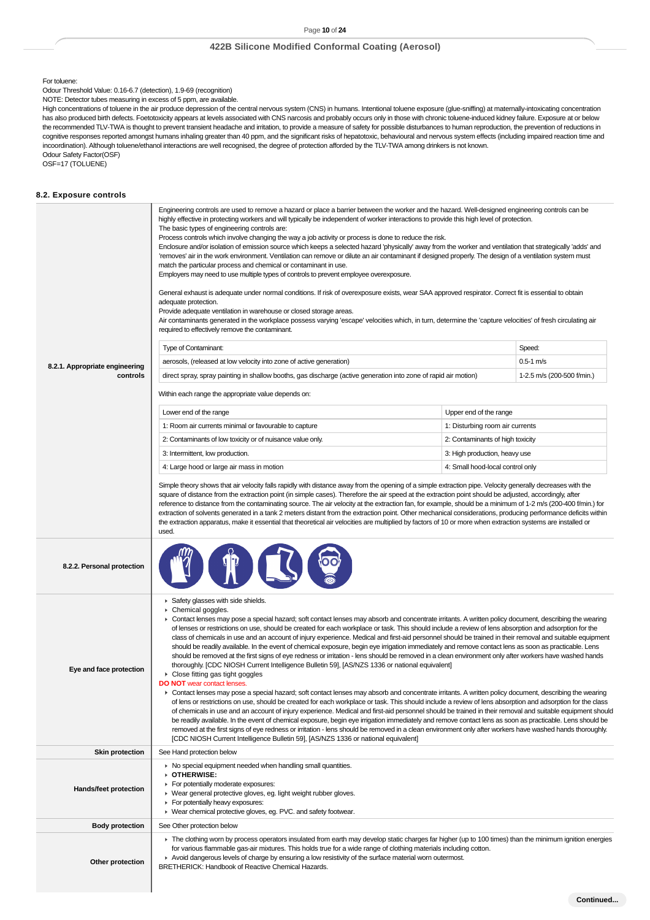For toluene:
Odour Threshold Value: 0.16-6.7 (detection), 1.9-69 (recognition)
NOTE: Detector tubes measuring in excess of 5 ppm, are available.
High concentrations of toluene in the air produce depression of the central nervous system (CNS) in humans. Intentional toluene exposure (glue-sniffing) at maternally-intoxicating concentration has also produced birth defects. Foetotoxicity appears at levels associated with CNS narcosis and probably occurs only in those with chronic toluene-induced kidney failure. Exposure at or below the recommended TLV-TWA is thought to prevent transient headache and irritation, to provide a measure of safety for possible disturbances to human reproduction, the prevention of reductions in cognitive responses reported amongst humans inhaling greater than 40 ppm, and the significant risks of hepatotoxic, behavioural and nervous system effects (including impaired reaction time and incoordination). Although toluene/ethanol interactions are well recognised, the degree of protection afforded by the TLV-TWA among drinkers is not known.
Odour Safety Factor(OSF)
OSF=17 (TOLUENE)

### 8.2. Exposure controls

**8.2.1. Appropriate engineering controls**

Engineering controls are used to remove a hazard or place a barrier between the worker and the hazard. Well-designed engineering controls can be highly effective in protecting workers and will typically be independent of worker interactions to provide this high level of protection.
The basic types of engineering controls are:
Process controls which involve changing the way a job activity or process is done to reduce the risk.
Enclosure and/or isolation of emission source which keeps a selected hazard 'physically' away from the worker and ventilation that strategically 'adds' and 'removes' air in the work environment. Ventilation can remove or dilute an air contaminant if designed properly. The design of a ventilation system must match the particular process and chemical or contaminant in use.
Employers may need to use multiple types of controls to prevent employee overexposure.

General exhaust is adequate under normal conditions. If risk of overexposure exists, wear SAA approved respirator. Correct fit is essential to obtain adequate protection.
Provide adequate ventilation in warehouse or closed storage areas.
Air contaminants generated in the workplace possess varying 'escape' velocities which, in turn, determine the 'capture velocities' of fresh circulating air required to effectively remove the contaminant.

| Type of Contaminant: | Speed: |
|---|---|
| aerosols, (released at low velocity into zone of active generation) | 0.5-1 m/s |
| direct spray, spray painting in shallow booths, gas discharge (active generation into zone of rapid air motion) | 1-2.5 m/s (200-500 f/min.) |

Within each range the appropriate value depends on:

| Lower end of the range | Upper end of the range |
|---|---|
| 1: Room air currents minimal or favourable to capture | 1: Disturbing room air currents |
| 2: Contaminants of low toxicity or of nuisance value only. | 2: Contaminants of high toxicity |
| 3: Intermittent, low production. | 3: High production, heavy use |
| 4: Large hood or large air mass in motion | 4: Small hood-local control only |

Simple theory shows that air velocity falls rapidly with distance away from the opening of a simple extraction pipe. Velocity generally decreases with the square of distance from the extraction point (in simple cases). Therefore the air speed at the extraction point should be adjusted, accordingly, after reference to distance from the contaminating source. The air velocity at the extraction fan, for example, should be a minimum of 1-2 m/s (200-400 f/min.) for extraction of solvents generated in a tank 2 meters distant from the extraction point. Other mechanical considerations, producing performance deficits within the extraction apparatus, make it essential that theoretical air velocities are multiplied by factors of 10 or more when extraction systems are installed or used.

**8.2.2. Personal protection**

**Eye and face protection**

- Safety glasses with side shields.
- Chemical goggles.
- Contact lenses may pose a special hazard; soft contact lenses may absorb and concentrate irritants. A written policy document, describing the wearing of lenses or restrictions on use, should be created for each workplace or task. This should include a review of lens absorption and adsorption for the class of chemicals in use and an account of injury experience. Medical and first-aid personnel should be trained in their removal and suitable equipment should be readily available. In the event of chemical exposure, begin eye irrigation immediately and remove contact lens as soon as practicable. Lens should be removed at the first signs of eye redness or irritation - lens should be removed in a clean environment only after workers have washed hands thoroughly. [CDC NIOSH Current Intelligence Bulletin 59], [AS/NZS 1336 or national equivalent]
- Close fitting gas tight goggles

**DO NOT** wear contact lenses.

- Contact lenses may pose a special hazard; soft contact lenses may absorb and concentrate irritants. A written policy document, describing the wearing of lens or restrictions on use, should be created for each workplace or task. This should include a review of lens absorption and adsorption for the class of chemicals in use and an account of injury experience. Medical and first-aid personnel should be trained in their removal and suitable equipment should be readily available. In the event of chemical exposure, begin eye irrigation immediately and remove contact lens as soon as practicable. Lens should be removed at the first signs of eye redness or irritation - lens should be removed in a clean environment only after workers have washed hands thoroughly. [CDC NIOSH Current Intelligence Bulletin 59], [AS/NZS 1336 or national equivalent]

**Skin protection**

See Hand protection below

**Hands/feet protection**

- No special equipment needed when handling small quantities.
- **OTHERWISE:**
- For potentially moderate exposures:
- Wear general protective gloves, eg. light weight rubber gloves.
- For potentially heavy exposures:
- Wear chemical protective gloves, eg. PVC. and safety footwear.

**Body protection**

See Other protection below

**Other protection**

- The clothing worn by process operators insulated from earth may develop static charges far higher (up to 100 times) than the minimum ignition energies for various flammable gas-air mixtures. This holds true for a wide range of clothing materials including cotton.
- Avoid dangerous levels of charge by ensuring a low resistivity of the surface material worn outermost.

BRETHERICK: Handbook of Reactive Chemical Hazards.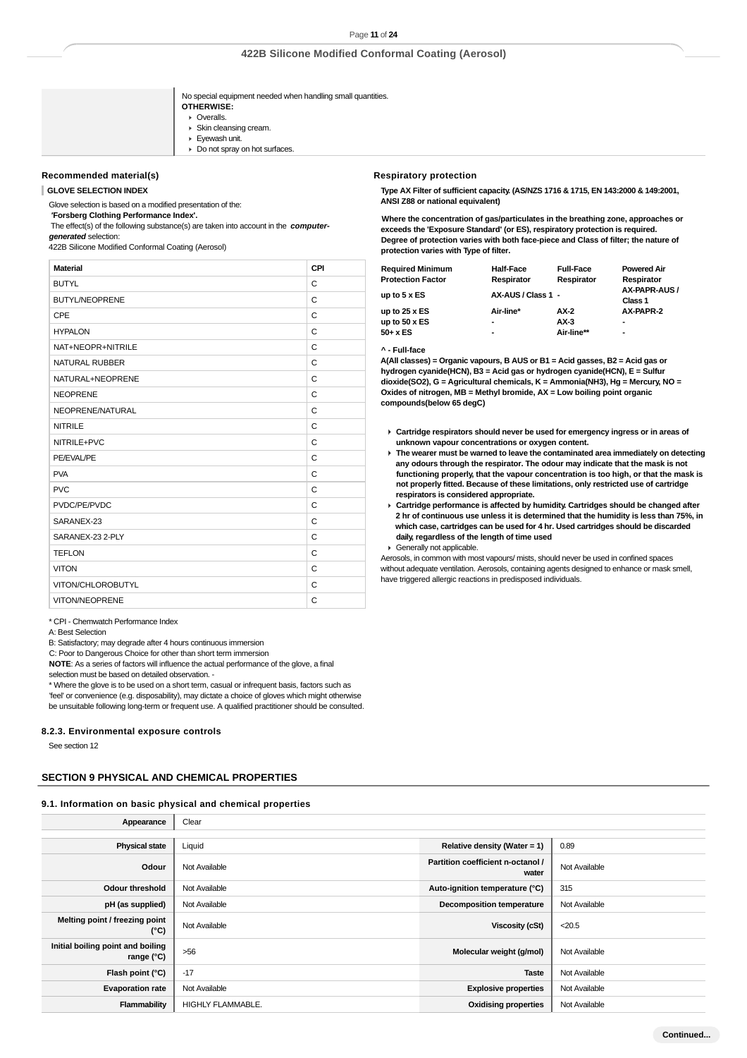| | No special equipment needed when handling small quantities.<br>**OTHERWISE:**<br>- Overalls.<br>- Skin cleansing cream.<br>- Eyewash unit.<br>- Do not spray on hot surfaces. |
|---|---|

### Recommended material(s)

**GLOVE SELECTION INDEX**

Glove selection is based on a modified presentation of the:
**'Forsberg Clothing Performance Index'.**
The effect(s) of the following substance(s) are taken into account in the ***computer-generated*** selection:
422B Silicone Modified Conformal Coating (Aerosol)

| Material | CPI |
|---|---|
| BUTYL | C |
| BUTYL/NEOPRENE | C |
| CPE | C |
| HYPALON | C |
| NAT+NEOPR+NITRILE | C |
| NATURAL RUBBER | C |
| NATURAL+NEOPRENE | C |
| NEOPRENE | C |
| NEOPRENE/NATURAL | C |
| NITRILE | C |
| NITRILE+PVC | C |
| PE/EVAL/PE | C |
| PVA | C |
| PVC | C |
| PVDC/PE/PVDC | C |
| SARANEX-23 | C |
| SARANEX-23 2-PLY | C |
| TEFLON | C |
| VITON | C |
| VITON/CHLOROBUTYL | C |
| VITON/NEOPRENE | C |

\* CPI - Chemwatch Performance Index
A: Best Selection
B: Satisfactory; may degrade after 4 hours continuous immersion
C: Poor to Dangerous Choice for other than short term immersion
**NOTE**: As a series of factors will influence the actual performance of the glove, a final selection must be based on detailed observation. -
\* Where the glove is to be used on a short term, casual or infrequent basis, factors such as 'feel' or convenience (e.g. disposability), may dictate a choice of gloves which might otherwise be unsuitable following long-term or frequent use. A qualified practitioner should be consulted.

### Respiratory protection

**Type AX Filter of sufficient capacity. (AS/NZS 1716 & 1715, EN 143:2000 & 149:2001, ANSI Z88 or national equivalent)**

**Where the concentration of gas/particulates in the breathing zone, approaches or exceeds the 'Exposure Standard' (or ES), respiratory protection is required. Degree of protection varies with both face-piece and Class of filter; the nature of protection varies with Type of filter.**

| Required Minimum Protection Factor | Half-Face Respirator | Full-Face Respirator | Powered Air Respirator |
|---|---|---|---|
| up to 5 x ES | AX-AUS / Class 1 | - | AX-PAPR-AUS / Class 1 |
| up to 25 x ES | Air-line* | AX-2 | AX-PAPR-2 |
| up to 50 x ES | - | AX-3 | - |
| 50+ x ES | - | Air-line** | - |

**^ - Full-face**

**A(All classes) = Organic vapours, B AUS or B1 = Acid gasses, B2 = Acid gas or hydrogen cyanide(HCN), B3 = Acid gas or hydrogen cyanide(HCN), E = Sulfur dioxide(SO2), G = Agricultural chemicals, K = Ammonia(NH3), Hg = Mercury, NO = Oxides of nitrogen, MB = Methyl bromide, AX = Low boiling point organic compounds(below 65 degC)**

- **Cartridge respirators should never be used for emergency ingress or in areas of unknown vapour concentrations or oxygen content.**
- **The wearer must be warned to leave the contaminated area immediately on detecting any odours through the respirator. The odour may indicate that the mask is not functioning properly, that the vapour concentration is too high, or that the mask is not properly fitted. Because of these limitations, only restricted use of cartridge respirators is considered appropriate.**
- **Cartridge performance is affected by humidity. Cartridges should be changed after 2 hr of continuous use unless it is determined that the humidity is less than 75%, in which case, cartridges can be used for 4 hr. Used cartridges should be discarded daily, regardless of the length of time used**
- Generally not applicable.

Aerosols, in common with most vapours/ mists, should never be used in confined spaces without adequate ventilation. Aerosols, containing agents designed to enhance or mask smell, have triggered allergic reactions in predisposed individuals.

### 8.2.3. Environmental exposure controls

See section 12

## SECTION 9 PHYSICAL AND CHEMICAL PROPERTIES

### 9.1. Information on basic physical and chemical properties

| Appearance | Clear | | |
|---|---|---|---|
| **Physical state** | Liquid | **Relative density (Water = 1)** | 0.89 |
| **Odour** | Not Available | **Partition coefficient n-octanol / water** | Not Available |
| **Odour threshold** | Not Available | **Auto-ignition temperature (°C)** | 315 |
| **pH (as supplied)** | Not Available | **Decomposition temperature** | Not Available |
| **Melting point / freezing point (°C)** | Not Available | **Viscosity (cSt)** | <20.5 |
| **Initial boiling point and boiling range (°C)** | >56 | **Molecular weight (g/mol)** | Not Available |
| **Flash point (°C)** | -17 | **Taste** | Not Available |
| **Evaporation rate** | Not Available | **Explosive properties** | Not Available |
| **Flammability** | HIGHLY FLAMMABLE. | **Oxidising properties** | Not Available |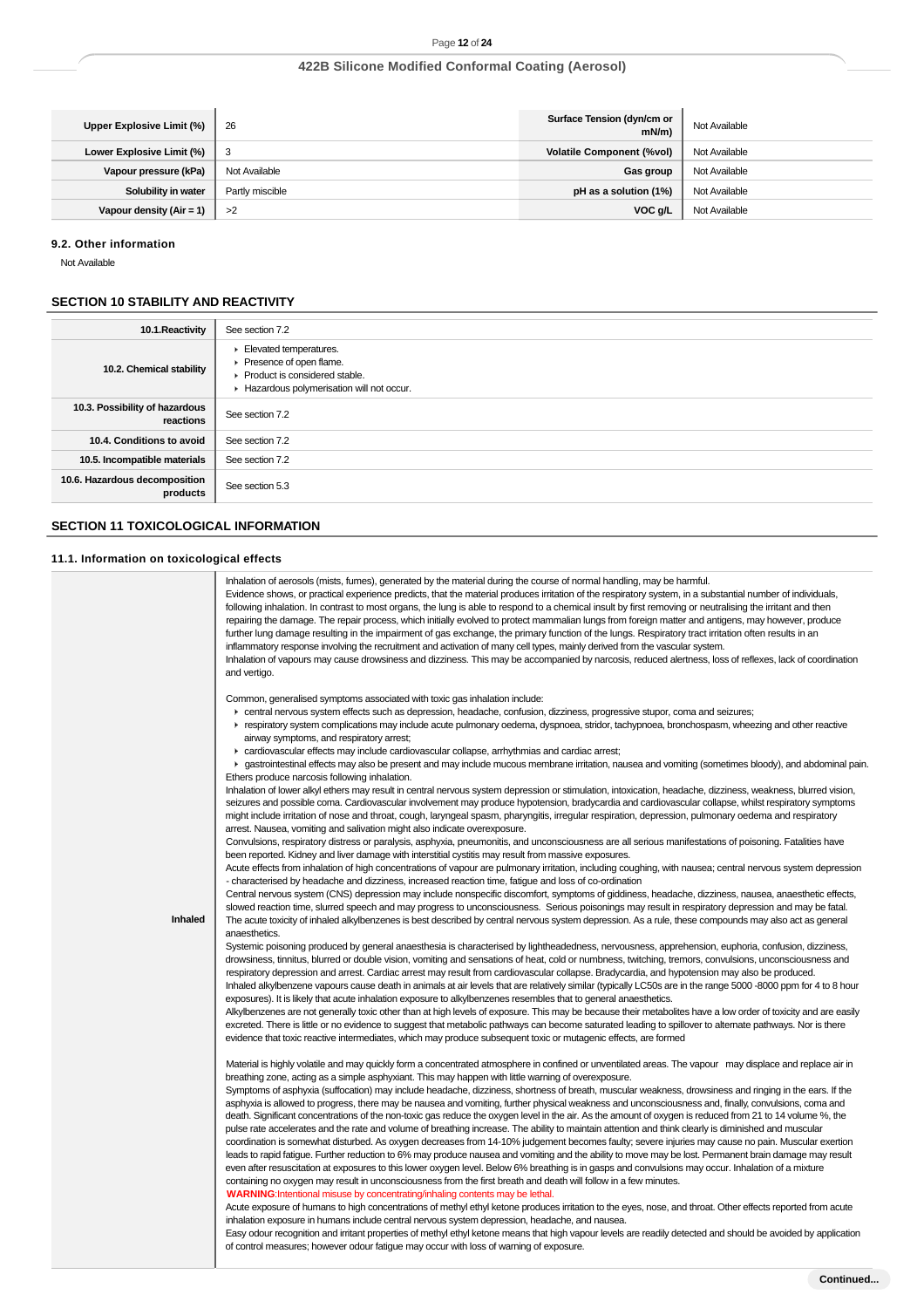| Upper Explosive Limit (%) | 26 | Surface Tension (dyn/cm or mN/m) | Not Available |
|---|---|---|---|
| Lower Explosive Limit (%) | 3 | Volatile Component (%vol) | Not Available |
| Vapour pressure (kPa) | Not Available | Gas group | Not Available |
| Solubility in water | Partly miscible | pH as a solution (1%) | Not Available |
| Vapour density (Air = 1) | >2 | VOC g/L | Not Available |

### 9.2. Other information

Not Available

## SECTION 10 STABILITY AND REACTIVITY

| | |
|---|---|
| 10.1.Reactivity | See section 7.2 |
| 10.2. Chemical stability | ‣ Elevated temperatures.<br>‣ Presence of open flame.<br>‣ Product is considered stable.<br>‣ Hazardous polymerisation will not occur. |
| 10.3. Possibility of hazardous reactions | See section 7.2 |
| 10.4. Conditions to avoid | See section 7.2 |
| 10.5. Incompatible materials | See section 7.2 |
| 10.6. Hazardous decomposition products | See section 5.3 |

## SECTION 11 TOXICOLOGICAL INFORMATION

### 11.1. Information on toxicological effects

**Inhaled**

Inhalation of aerosols (mists, fumes), generated by the material during the course of normal handling, may be harmful.
Evidence shows, or practical experience predicts, that the material produces irritation of the respiratory system, in a substantial number of individuals, following inhalation. In contrast to most organs, the lung is able to respond to a chemical insult by first removing or neutralising the irritant and then repairing the damage. The repair process, which initially evolved to protect mammalian lungs from foreign matter and antigens, may however, produce further lung damage resulting in the impairment of gas exchange, the primary function of the lungs. Respiratory tract irritation often results in an inflammatory response involving the recruitment and activation of many cell types, mainly derived from the vascular system.
Inhalation of vapours may cause drowsiness and dizziness. This may be accompanied by narcosis, reduced alertness, loss of reflexes, lack of coordination and vertigo.

Common, generalised symptoms associated with toxic gas inhalation include:

- central nervous system effects such as depression, headache, confusion, dizziness, progressive stupor, coma and seizures;
- respiratory system complications may include acute pulmonary oedema, dyspnoea, stridor, tachypnoea, bronchospasm, wheezing and other reactive airway symptoms, and respiratory arrest;
- cardiovascular effects may include cardiovascular collapse, arrhythmias and cardiac arrest;
- gastrointestinal effects may also be present and may include mucous membrane irritation, nausea and vomiting (sometimes bloody), and abdominal pain.

Ethers produce narcosis following inhalation.
Inhalation of lower alkyl ethers may result in central nervous system depression or stimulation, intoxication, headache, dizziness, weakness, blurred vision, seizures and possible coma. Cardiovascular involvement may produce hypotension, bradycardia and cardiovascular collapse, whilst respiratory symptoms might include irritation of nose and throat, cough, laryngeal spasm, pharyngitis, irregular respiration, depression, pulmonary oedema and respiratory arrest. Nausea, vomiting and salivation might also indicate overexposure.
Convulsions, respiratory distress or paralysis, asphyxia, pneumonitis, and unconsciousness are all serious manifestations of poisoning. Fatalities have been reported. Kidney and liver damage with interstitial cystitis may result from massive exposures.
Acute effects from inhalation of high concentrations of vapour are pulmonary irritation, including coughing, with nausea; central nervous system depression - characterised by headache and dizziness, increased reaction time, fatigue and loss of co-ordination
Central nervous system (CNS) depression may include nonspecific discomfort, symptoms of giddiness, headache, dizziness, nausea, anaesthetic effects, slowed reaction time, slurred speech and may progress to unconsciousness. Serious poisonings may result in respiratory depression and may be fatal.
The acute toxicity of inhaled alkylbenzenes is best described by central nervous system depression. As a rule, these compounds may also act as general anaesthetics.
Systemic poisoning produced by general anaesthesia is characterised by lightheadedness, nervousness, apprehension, euphoria, confusion, dizziness, drowsiness, tinnitus, blurred or double vision, vomiting and sensations of heat, cold or numbness, twitching, tremors, convulsions, unconsciousness and respiratory depression and arrest. Cardiac arrest may result from cardiovascular collapse. Bradycardia, and hypotension may also be produced.
Inhaled alkylbenzene vapours cause death in animals at air levels that are relatively similar (typically LC50s are in the range 5000 -8000 ppm for 4 to 8 hour exposures). It is likely that acute inhalation exposure to alkylbenzenes resembles that to general anaesthetics.
Alkylbenzenes are not generally toxic other than at high levels of exposure. This may be because their metabolites have a low order of toxicity and are easily excreted. There is little or no evidence to suggest that metabolic pathways can become saturated leading to spillover to alternate pathways. Nor is there evidence that toxic reactive intermediates, which may produce subsequent toxic or mutagenic effects, are formed

Material is highly volatile and may quickly form a concentrated atmosphere in confined or unventilated areas. The vapour may displace and replace air in breathing zone, acting as a simple asphyxiant. This may happen with little warning of overexposure.
Symptoms of asphyxia (suffocation) may include headache, dizziness, shortness of breath, muscular weakness, drowsiness and ringing in the ears. If the asphyxia is allowed to progress, there may be nausea and vomiting, further physical weakness and unconsciousness and, finally, convulsions, coma and death. Significant concentrations of the non-toxic gas reduce the oxygen level in the air. As the amount of oxygen is reduced from 21 to 14 volume %, the pulse rate accelerates and the rate and volume of breathing increase. The ability to maintain attention and think clearly is diminished and muscular coordination is somewhat disturbed. As oxygen decreases from 14-10% judgement becomes faulty; severe injuries may cause no pain. Muscular exertion leads to rapid fatigue. Further reduction to 6% may produce nausea and vomiting and the ability to move may be lost. Permanent brain damage may result even after resuscitation at exposures to this lower oxygen level. Below 6% breathing is in gasps and convulsions may occur. Inhalation of a mixture containing no oxygen may result in unconsciousness from the first breath and death will follow in a few minutes.
**WARNING**:Intentional misuse by concentrating/inhaling contents may be lethal.
Acute exposure of humans to high concentrations of methyl ethyl ketone produces irritation to the eyes, nose, and throat. Other effects reported from acute inhalation exposure in humans include central nervous system depression, headache, and nausea.
Easy odour recognition and irritant properties of methyl ethyl ketone means that high vapour levels are readily detected and should be avoided by application of control measures; however odour fatigue may occur with loss of warning of exposure.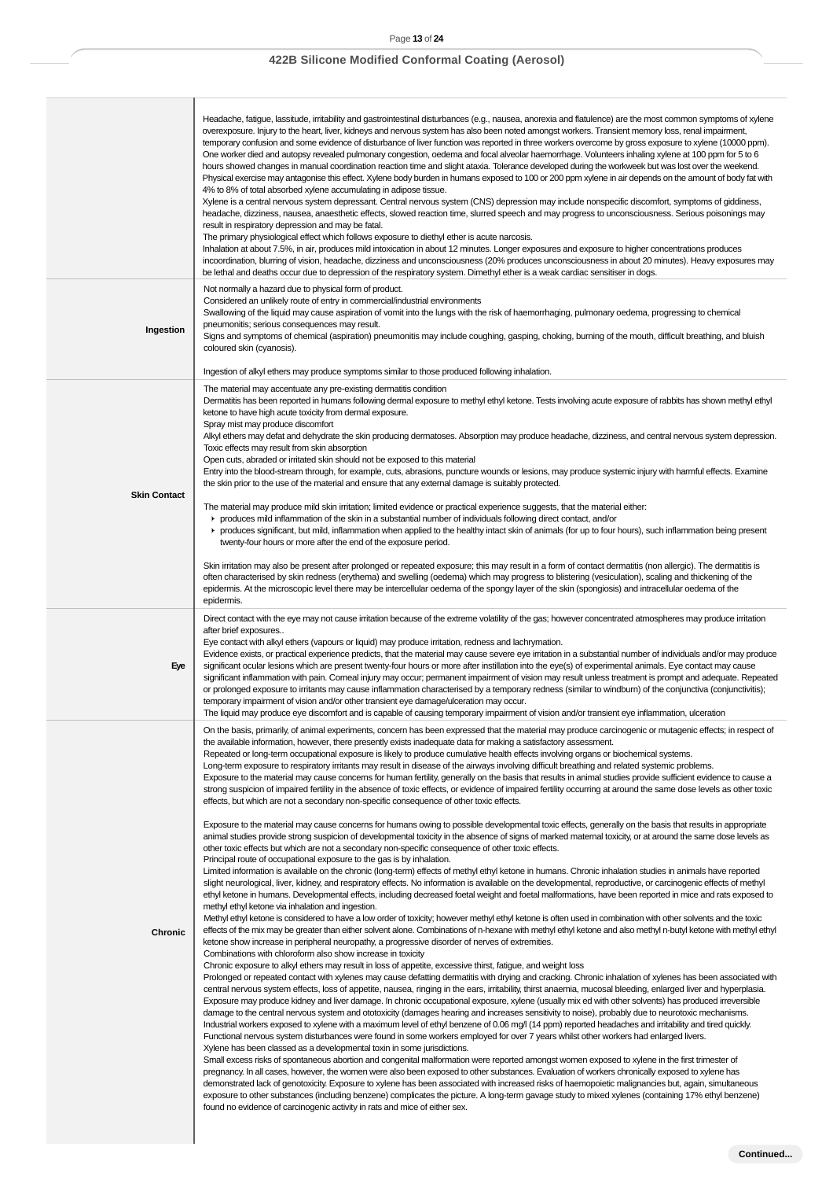| | |
|---|---|
| | Headache, fatigue, lassitude, irritability and gastrointestinal disturbances (e.g., nausea, anorexia and flatulence) are the most common symptoms of xylene overexposure. Injury to the heart, liver, kidneys and nervous system has also been noted amongst workers. Transient memory loss, renal impairment, temporary confusion and some evidence of disturbance of liver function was reported in three workers overcome by gross exposure to xylene (10000 ppm). One worker died and autopsy revealed pulmonary congestion, oedema and focal alveolar haemorrhage. Volunteers inhaling xylene at 100 ppm for 5 to 6 hours showed changes in manual coordination reaction time and slight ataxia. Tolerance developed during the workweek but was lost over the weekend. Physical exercise may antagonise this effect. Xylene body burden in humans exposed to 100 or 200 ppm xylene in air depends on the amount of body fat with 4% to 8% of total absorbed xylene accumulating in adipose tissue.<br>Xylene is a central nervous system depressant. Central nervous system (CNS) depression may include nonspecific discomfort, symptoms of giddiness, headache, dizziness, nausea, anaesthetic effects, slowed reaction time, slurred speech and may progress to unconsciousness. Serious poisonings may result in respiratory depression and may be fatal.<br>The primary physiological effect which follows exposure to diethyl ether is acute narcosis.<br>Inhalation at about 7.5%, in air, produces mild intoxication in about 12 minutes. Longer exposures and exposure to higher concentrations produces incoordination, blurring of vision, headache, dizziness and unconsciousness (20% produces unconsciousness in about 20 minutes). Heavy exposures may be lethal and deaths occur due to depression of the respiratory system. Dimethyl ether is a weak cardiac sensitiser in dogs. |
| **Ingestion** | Not normally a hazard due to physical form of product.<br>Considered an unlikely route of entry in commercial/industrial environments<br>Swallowing of the liquid may cause aspiration of vomit into the lungs with the risk of haemorrhaging, pulmonary oedema, progressing to chemical pneumonitis; serious consequences may result.<br>Signs and symptoms of chemical (aspiration) pneumonitis may include coughing, gasping, choking, burning of the mouth, difficult breathing, and bluish coloured skin (cyanosis).<br><br>Ingestion of alkyl ethers may produce symptoms similar to those produced following inhalation. |
| **Skin Contact** | The material may accentuate any pre-existing dermatitis condition<br>Dermatitis has been reported in humans following dermal exposure to methyl ethyl ketone. Tests involving acute exposure of rabbits has shown methyl ethyl ketone to have high acute toxicity from dermal exposure.<br>Spray mist may produce discomfort<br>Alkyl ethers may defat and dehydrate the skin producing dermatoses. Absorption may produce headache, dizziness, and central nervous system depression.<br>Toxic effects may result from skin absorption<br>Open cuts, abraded or irritated skin should not be exposed to this material<br>Entry into the blood-stream through, for example, cuts, abrasions, puncture wounds or lesions, may produce systemic injury with harmful effects. Examine the skin prior to the use of the material and ensure that any external damage is suitably protected.<br><br>The material may produce mild skin irritation; limited evidence or practical experience suggests, that the material either:<br>- produces mild inflammation of the skin in a substantial number of individuals following direct contact, and/or<br>- produces significant, but mild, inflammation when applied to the healthy intact skin of animals (for up to four hours), such inflammation being present twenty-four hours or more after the end of the exposure period.<br><br>Skin irritation may also be present after prolonged or repeated exposure; this may result in a form of contact dermatitis (non allergic). The dermatitis is often characterised by skin redness (erythema) and swelling (oedema) which may progress to blistering (vesiculation), scaling and thickening of the epidermis. At the microscopic level there may be intercellular oedema of the spongy layer of the skin (spongiosis) and intracellular oedema of the epidermis. |
| **Eye** | Direct contact with the eye may not cause irritation because of the extreme volatility of the gas; however concentrated atmospheres may produce irritation after brief exposures..<br>Eye contact with alkyl ethers (vapours or liquid) may produce irritation, redness and lachrymation.<br>Evidence exists, or practical experience predicts, that the material may cause severe eye irritation in a substantial number of individuals and/or may produce significant ocular lesions which are present twenty-four hours or more after instillation into the eye(s) of experimental animals. Eye contact may cause significant inflammation with pain. Corneal injury may occur; permanent impairment of vision may result unless treatment is prompt and adequate. Repeated or prolonged exposure to irritants may cause inflammation characterised by a temporary redness (similar to windburn) of the conjunctiva (conjunctivitis); temporary impairment of vision and/or other transient eye damage/ulceration may occur.<br>The liquid may produce eye discomfort and is capable of causing temporary impairment of vision and/or transient eye inflammation, ulceration |
| **Chronic** | On the basis, primarily, of animal experiments, concern has been expressed that the material may produce carcinogenic or mutagenic effects; in respect of the available information, however, there presently exists inadequate data for making a satisfactory assessment.<br>Repeated or long-term occupational exposure is likely to produce cumulative health effects involving organs or biochemical systems.<br>Long-term exposure to respiratory irritants may result in disease of the airways involving difficult breathing and related systemic problems.<br>Exposure to the material may cause concerns for human fertility, generally on the basis that results in animal studies provide sufficient evidence to cause a strong suspicion of impaired fertility in the absence of toxic effects, or evidence of impaired fertility occurring at around the same dose levels as other toxic effects, but which are not a secondary non-specific consequence of other toxic effects.<br><br>Exposure to the material may cause concerns for humans owing to possible developmental toxic effects, generally on the basis that results in appropriate animal studies provide strong suspicion of developmental toxicity in the absence of signs of marked maternal toxicity, or at around the same dose levels as other toxic effects but which are not a secondary non-specific consequence of other toxic effects.<br>Principal route of occupational exposure to the gas is by inhalation.<br>Limited information is available on the chronic (long-term) effects of methyl ethyl ketone in humans. Chronic inhalation studies in animals have reported slight neurological, liver, kidney, and respiratory effects. No information is available on the developmental, reproductive, or carcinogenic effects of methyl ethyl ketone in humans. Developmental effects, including decreased foetal weight and foetal malformations, have been reported in mice and rats exposed to methyl ethyl ketone via inhalation and ingestion.<br>Methyl ethyl ketone is considered to have a low order of toxicity; however methyl ethyl ketone is often used in combination with other solvents and the toxic effects of the mix may be greater than either solvent alone. Combinations of n-hexane with methyl ethyl ketone and also methyl n-butyl ketone with methyl ethyl ketone show increase in peripheral neuropathy, a progressive disorder of nerves of extremities.<br>Combinations with chloroform also show increase in toxicity<br>Chronic exposure to alkyl ethers may result in loss of appetite, excessive thirst, fatigue, and weight loss<br>Prolonged or repeated contact with xylenes may cause defatting dermatitis with drying and cracking. Chronic inhalation of xylenes has been associated with central nervous system effects, loss of appetite, nausea, ringing in the ears, irritability, thirst anaemia, mucosal bleeding, enlarged liver and hyperplasia. Exposure may produce kidney and liver damage. In chronic occupational exposure, xylene (usually mix ed with other solvents) has produced irreversible damage to the central nervous system and ototoxicity (damages hearing and increases sensitivity to noise), probably due to neurotoxic mechanisms.<br>Industrial workers exposed to xylene with a maximum level of ethyl benzene of 0.06 mg/l (14 ppm) reported headaches and irritability and tired quickly. Functional nervous system disturbances were found in some workers employed for over 7 years whilst other workers had enlarged livers.<br>Xylene has been classed as a developmental toxin in some jurisdictions.<br>Small excess risks of spontaneous abortion and congenital malformation were reported amongst women exposed to xylene in the first trimester of pregnancy. In all cases, however, the women were also been exposed to other substances. Evaluation of workers chronically exposed to xylene has demonstrated lack of genotoxicity. Exposure to xylene has been associated with increased risks of haemopoietic malignancies but, again, simultaneous exposure to other substances (including benzene) complicates the picture. A long-term gavage study to mixed xylenes (containing 17% ethyl benzene) found no evidence of carcinogenic activity in rats and mice of either sex. |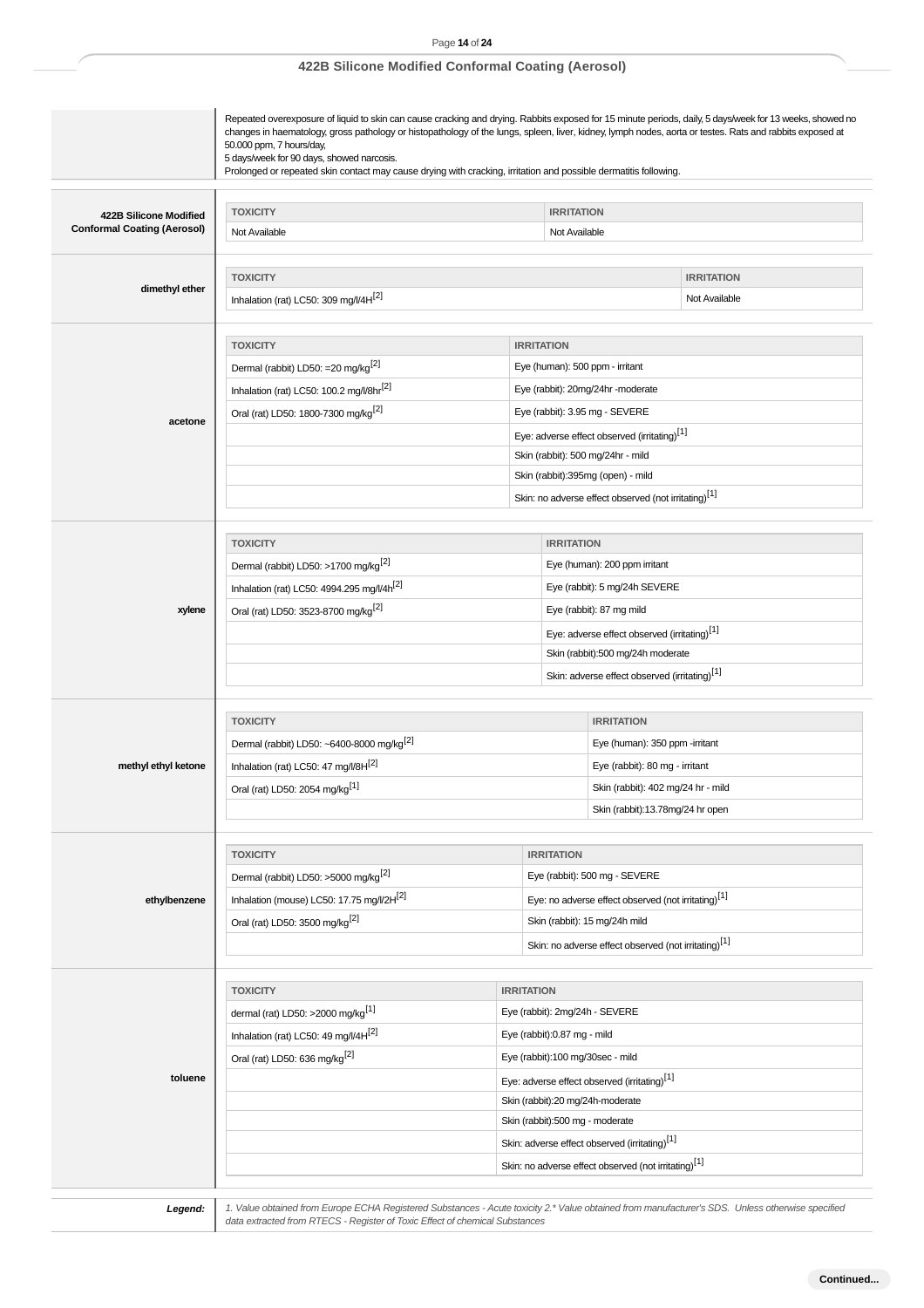| | |
|---|---|
| | Repeated overexposure of liquid to skin can cause cracking and drying. Rabbits exposed for 15 minute periods, daily, 5 days/week for 13 weeks, showed no changes in haematology, gross pathology or histopathology of the lungs, spleen, liver, kidney, lymph nodes, aorta or testes. Rats and rabbits exposed at 50.000 ppm, 7 hours/day, 5 days/week for 90 days, showed narcosis. Prolonged or repeated skin contact may cause drying with cracking, irritation and possible dermatitis following. |

**422B Silicone Modified Conformal Coating (Aerosol)**

| TOXICITY | IRRITATION |
|---|---|
| Not Available | Not Available |

**dimethyl ether**

| TOXICITY | IRRITATION |
|---|---|
| Inhalation (rat) LC50: 309 mg/l/4H[2] | Not Available |

**acetone**

| TOXICITY | IRRITATION |
|---|---|
| Dermal (rabbit) LD50: =20 mg/kg[2] | Eye (human): 500 ppm - irritant |
| Inhalation (rat) LC50: 100.2 mg/l/8hr[2] | Eye (rabbit): 20mg/24hr -moderate |
| Oral (rat) LD50: 1800-7300 mg/kg[2] | Eye (rabbit): 3.95 mg - SEVERE |
| | Eye: adverse effect observed (irritating)[1] |
| | Skin (rabbit): 500 mg/24hr - mild |
| | Skin (rabbit):395mg (open) - mild |
| | Skin: no adverse effect observed (not irritating)[1] |

**xylene**

| TOXICITY | IRRITATION |
|---|---|
| Dermal (rabbit) LD50: >1700 mg/kg[2] | Eye (human): 200 ppm irritant |
| Inhalation (rat) LC50: 4994.295 mg/l/4h[2] | Eye (rabbit): 5 mg/24h SEVERE |
| Oral (rat) LD50: 3523-8700 mg/kg[2] | Eye (rabbit): 87 mg mild |
| | Eye: adverse effect observed (irritating)[1] |
| | Skin (rabbit):500 mg/24h moderate |
| | Skin: adverse effect observed (irritating)[1] |

**methyl ethyl ketone**

| TOXICITY | IRRITATION |
|---|---|
| Dermal (rabbit) LD50: ~6400-8000 mg/kg[2] | Eye (human): 350 ppm -irritant |
| Inhalation (rat) LC50: 47 mg/l/8H[2] | Eye (rabbit): 80 mg - irritant |
| Oral (rat) LD50: 2054 mg/kg[1] | Skin (rabbit): 402 mg/24 hr - mild |
| | Skin (rabbit):13.78mg/24 hr open |

**ethylbenzene**

| TOXICITY | IRRITATION |
|---|---|
| Dermal (rabbit) LD50: >5000 mg/kg[2] | Eye (rabbit): 500 mg - SEVERE |
| Inhalation (mouse) LC50: 17.75 mg/l/2H[2] | Eye: no adverse effect observed (not irritating)[1] |
| Oral (rat) LD50: 3500 mg/kg[2] | Skin (rabbit): 15 mg/24h mild |
| | Skin: no adverse effect observed (not irritating)[1] |

**toluene**

| TOXICITY | IRRITATION |
|---|---|
| dermal (rat) LD50: >2000 mg/kg[1] | Eye (rabbit): 2mg/24h - SEVERE |
| Inhalation (rat) LC50: 49 mg/l/4H[2] | Eye (rabbit):0.87 mg - mild |
| Oral (rat) LD50: 636 mg/kg[2] | Eye (rabbit):100 mg/30sec - mild |
| | Eye: adverse effect observed (irritating)[1] |
| | Skin (rabbit):20 mg/24h-moderate |
| | Skin (rabbit):500 mg - moderate |
| | Skin: adverse effect observed (irritating)[1] |
| | Skin: no adverse effect observed (not irritating)[1] |

***Legend:*** *1. Value obtained from Europe ECHA Registered Substances - Acute toxicity 2.* Value obtained from manufacturer's SDS. Unless otherwise specified data extracted from RTECS - Register of Toxic Effect of chemical Substances*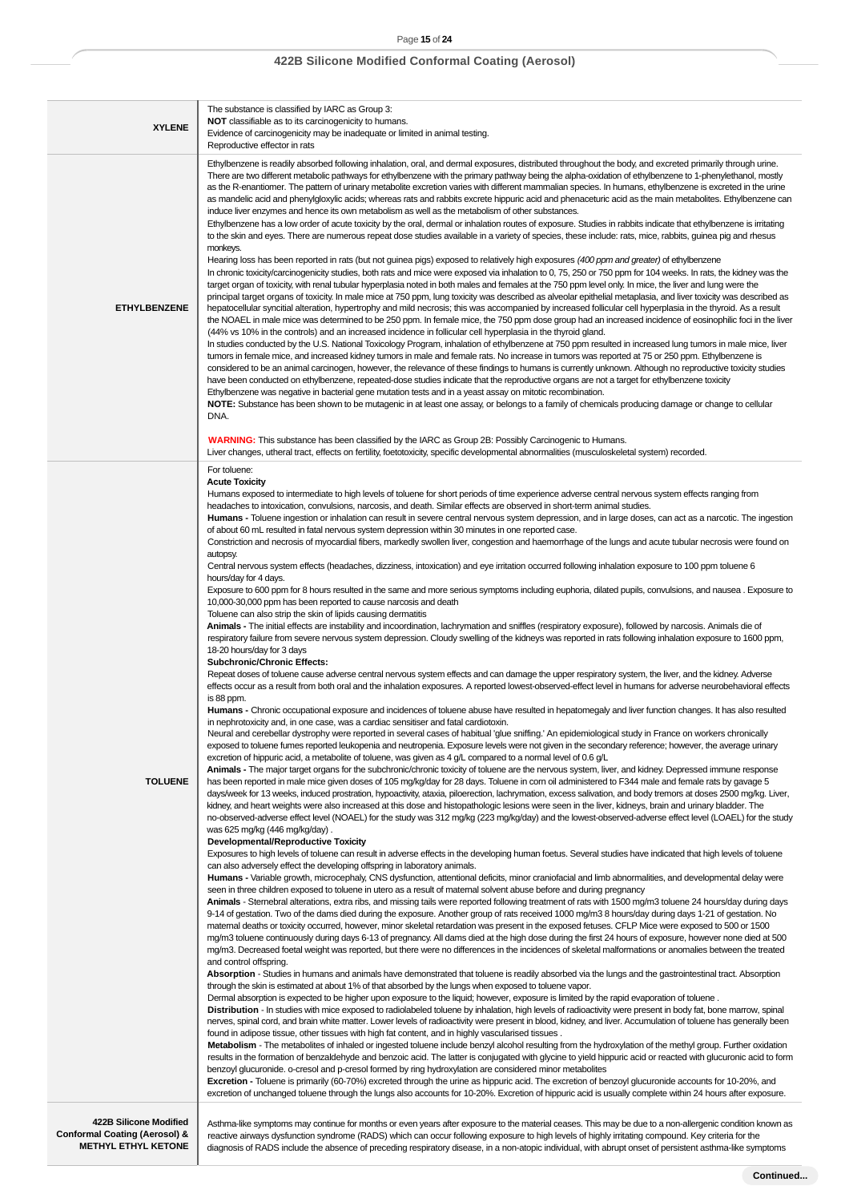| | |
|---|---|
| **XYLENE** | The substance is classified by IARC as Group 3:<br>**NOT** classifiable as to its carcinogenicity to humans.<br>Evidence of carcinogenicity may be inadequate or limited in animal testing.<br>Reproductive effector in rats |
| **ETHYLBENZENE** | Ethylbenzene is readily absorbed following inhalation, oral, and dermal exposures, distributed throughout the body, and excreted primarily through urine. There are two different metabolic pathways for ethylbenzene with the primary pathway being the alpha-oxidation of ethylbenzene to 1-phenylethanol, mostly as the R-enantiomer. The pattern of urinary metabolite excretion varies with different mammalian species. In humans, ethylbenzene is excreted in the urine as mandelic acid and phenylglyoxylic acids; whereas rats and rabbits excrete hippuric acid and phenaceturic acid as the main metabolites. Ethylbenzene can induce liver enzymes and hence its own metabolism as well as the metabolism of other substances.<br>Ethylbenzene has a low order of acute toxicity by the oral, dermal or inhalation routes of exposure. Studies in rabbits indicate that ethylbenzene is irritating to the skin and eyes. There are numerous repeat dose studies available in a variety of species, these include: rats, mice, rabbits, guinea pig and rhesus monkeys.<br>Hearing loss has been reported in rats (but not guinea pigs) exposed to relatively high exposures *(400 ppm and greater)* of ethylbenzene<br>In chronic toxicity/carcinogenicity studies, both rats and mice were exposed via inhalation to 0, 75, 250 or 750 ppm for 104 weeks. In rats, the kidney was the target organ of toxicity, with renal tubular hyperplasia noted in both males and females at the 750 ppm level only. In mice, the liver and lung were the principal target organs of toxicity. In male mice at 750 ppm, lung toxicity was described as alveolar epithelial metaplasia, and liver toxicity was described as hepatocellular syncitial alteration, hypertrophy and mild necrosis; this was accompanied by increased follicular cell hyperplasia in the thyroid. As a result the NOAEL in male mice was determined to be 250 ppm. In female mice, the 750 ppm dose group had an increased incidence of eosinophilic foci in the liver (44% vs 10% in the controls) and an increased incidence in follicular cell hyperplasia in the thyroid gland.<br>In studies conducted by the U.S. National Toxicology Program, inhalation of ethylbenzene at 750 ppm resulted in increased lung tumors in male mice, liver tumors in female mice, and increased kidney tumors in male and female rats. No increase in tumors was reported at 75 or 250 ppm. Ethylbenzene is considered to be an animal carcinogen, however, the relevance of these findings to humans is currently unknown. Although no reproductive toxicity studies have been conducted on ethylbenzene, repeated-dose studies indicate that the reproductive organs are not a target for ethylbenzene toxicity<br>Ethylbenzene was negative in bacterial gene mutation tests and in a yeast assay on mitotic recombination.<br>**NOTE:** Substance has been shown to be mutagenic in at least one assay, or belongs to a family of chemicals producing damage or change to cellular DNA.<br><br>**WARNING:** This substance has been classified by the IARC as Group 2B: Possibly Carcinogenic to Humans.<br>Liver changes, utheral tract, effects on fertility, foetotoxicity, specific developmental abnormalities (musculoskeletal system) recorded. |
| **TOLUENE** | For toluene:<br>**Acute Toxicity**<br>Humans exposed to intermediate to high levels of toluene for short periods of time experience adverse central nervous system effects ranging from headaches to intoxication, convulsions, narcosis, and death. Similar effects are observed in short-term animal studies.<br>**Humans -** Toluene ingestion or inhalation can result in severe central nervous system depression, and in large doses, can act as a narcotic. The ingestion of about 60 mL resulted in fatal nervous system depression within 30 minutes in one reported case.<br>Constriction and necrosis of myocardial fibers, markedly swollen liver, congestion and haemorrhage of the lungs and acute tubular necrosis were found on autopsy.<br>Central nervous system effects (headaches, dizziness, intoxication) and eye irritation occurred following inhalation exposure to 100 ppm toluene 6 hours/day for 4 days.<br>Exposure to 600 ppm for 8 hours resulted in the same and more serious symptoms including euphoria, dilated pupils, convulsions, and nausea . Exposure to 10,000-30,000 ppm has been reported to cause narcosis and death<br>Toluene can also strip the skin of lipids causing dermatitis<br>**Animals -** The initial effects are instability and incoordination, lachrymation and sniffles (respiratory exposure), followed by narcosis. Animals die of respiratory failure from severe nervous system depression. Cloudy swelling of the kidneys was reported in rats following inhalation exposure to 1600 ppm, 18-20 hours/day for 3 days<br>**Subchronic/Chronic Effects:**<br>Repeat doses of toluene cause adverse central nervous system effects and can damage the upper respiratory system, the liver, and the kidney. Adverse effects occur as a result from both oral and the inhalation exposures. A reported lowest-observed-effect level in humans for adverse neurobehavioral effects is 88 ppm.<br>**Humans -** Chronic occupational exposure and incidences of toluene abuse have resulted in hepatomegaly and liver function changes. It has also resulted in nephrotoxicity and, in one case, was a cardiac sensitiser and fatal cardiotoxin.<br>Neural and cerebellar dystrophy were reported in several cases of habitual 'glue sniffing.' An epidemiological study in France on workers chronically exposed to toluene fumes reported leukopenia and neutropenia. Exposure levels were not given in the secondary reference; however, the average urinary excretion of hippuric acid, a metabolite of toluene, was given as 4 g/L compared to a normal level of 0.6 g/L<br>**Animals -** The major target organs for the subchronic/chronic toxicity of toluene are the nervous system, liver, and kidney. Depressed immune response has been reported in male mice given doses of 105 mg/kg/day for 28 days. Toluene in corn oil administered to F344 male and female rats by gavage 5 days/week for 13 weeks, induced prostration, hypoactivity, ataxia, piloerection, lachrymation, excess salivation, and body tremors at doses 2500 mg/kg. Liver, kidney, and heart weights were also increased at this dose and histopathologic lesions were seen in the liver, kidneys, brain and urinary bladder. The no-observed-adverse effect level (NOAEL) for the study was 312 mg/kg (223 mg/kg/day) and the lowest-observed-adverse effect level (LOAEL) for the study was 625 mg/kg (446 mg/kg/day) .<br>**Developmental/Reproductive Toxicity**<br>Exposures to high levels of toluene can result in adverse effects in the developing human foetus. Several studies have indicated that high levels of toluene can also adversely effect the developing offspring in laboratory animals.<br>**Humans -** Variable growth, microcephaly, CNS dysfunction, attentional deficits, minor craniofacial and limb abnormalities, and developmental delay were seen in three children exposed to toluene in utero as a result of maternal solvent abuse before and during pregnancy<br>**Animals** - Sternebral alterations, extra ribs, and missing tails were reported following treatment of rats with 1500 mg/m3 toluene 24 hours/day during days 9-14 of gestation. Two of the dams died during the exposure. Another group of rats received 1000 mg/m3 8 hours/day during days 1-21 of gestation. No maternal deaths or toxicity occurred, however, minor skeletal retardation was present in the exposed fetuses. CFLP Mice were exposed to 500 or 1500 mg/m3 toluene continuously during days 6-13 of pregnancy. All dams died at the high dose during the first 24 hours of exposure, however none died at 500 mg/m3. Decreased foetal weight was reported, but there were no differences in the incidences of skeletal malformations or anomalies between the treated and control offspring.<br>**Absorption** - Studies in humans and animals have demonstrated that toluene is readily absorbed via the lungs and the gastrointestinal tract. Absorption through the skin is estimated at about 1% of that absorbed by the lungs when exposed to toluene vapor.<br>Dermal absorption is expected to be higher upon exposure to the liquid; however, exposure is limited by the rapid evaporation of toluene .<br>**Distribution** - In studies with mice exposed to radiolabeled toluene by inhalation, high levels of radioactivity were present in body fat, bone marrow, spinal nerves, spinal cord, and brain white matter. Lower levels of radioactivity were present in blood, kidney, and liver. Accumulation of toluene has generally been found in adipose tissue, other tissues with high fat content, and in highly vascularised tissues .<br>**Metabolism** - The metabolites of inhaled or ingested toluene include benzyl alcohol resulting from the hydroxylation of the methyl group. Further oxidation results in the formation of benzaldehyde and benzoic acid. The latter is conjugated with glycine to yield hippuric acid or reacted with glucuronic acid to form benzoyl glucuronide. o-cresol and p-cresol formed by ring hydroxylation are considered minor metabolites<br>**Excretion -** Toluene is primarily (60-70%) excreted through the urine as hippuric acid. The excretion of benzoyl glucuronide accounts for 10-20%, and excretion of unchanged toluene through the lungs also accounts for 10-20%. Excretion of hippuric acid is usually complete within 24 hours after exposure. |
| **422B Silicone Modified Conformal Coating (Aerosol) & METHYL ETHYL KETONE** | Asthma-like symptoms may continue for months or even years after exposure to the material ceases. This may be due to a non-allergenic condition known as reactive airways dysfunction syndrome (RADS) which can occur following exposure to high levels of highly irritating compound. Key criteria for the diagnosis of RADS include the absence of preceding respiratory disease, in a non-atopic individual, with abrupt onset of persistent asthma-like symptoms |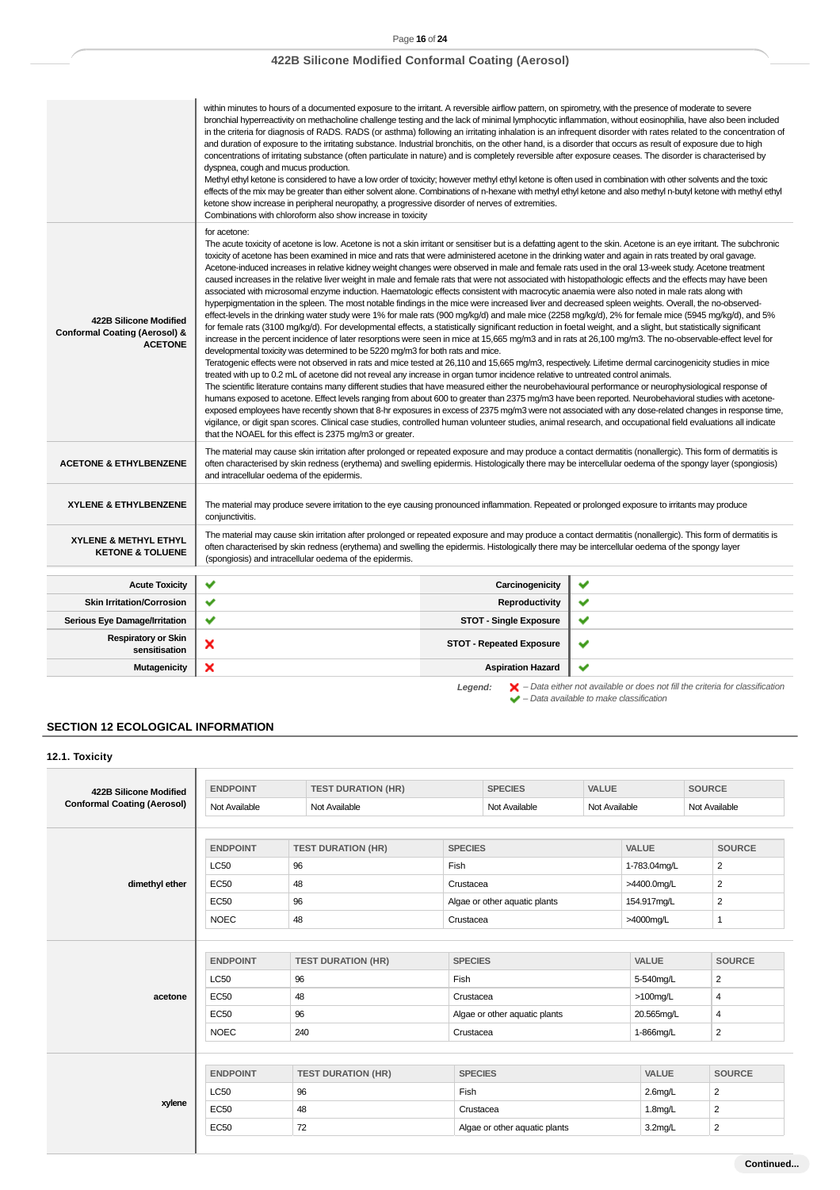| | |
|---|---|
| | within minutes to hours of a documented exposure to the irritant. A reversible airflow pattern, on spirometry, with the presence of moderate to severe bronchial hyperreactivity on methacholine challenge testing and the lack of minimal lymphocytic inflammation, without eosinophilia, have also been included in the criteria for diagnosis of RADS. RADS (or asthma) following an irritating inhalation is an infrequent disorder with rates related to the concentration of and duration of exposure to the irritating substance. Industrial bronchitis, on the other hand, is a disorder that occurs as result of exposure due to high concentrations of irritating substance (often particulate in nature) and is completely reversible after exposure ceases. The disorder is characterised by dyspnea, cough and mucus production.<br>Methyl ethyl ketone is considered to have a low order of toxicity; however methyl ethyl ketone is often used in combination with other solvents and the toxic effects of the mix may be greater than either solvent alone. Combinations of n-hexane with methyl ethyl ketone and also methyl n-butyl ketone with methyl ethyl ketone show increase in peripheral neuropathy, a progressive disorder of nerves of extremities.<br>Combinations with chloroform also show increase in toxicity |
| **422B Silicone Modified Conformal Coating (Aerosol) & ACETONE** | for acetone:<br>The acute toxicity of acetone is low. Acetone is not a skin irritant or sensitiser but is a defatting agent to the skin. Acetone is an eye irritant. The subchronic toxicity of acetone has been examined in mice and rats that were administered acetone in the drinking water and again in rats treated by oral gavage. Acetone-induced increases in relative kidney weight changes were observed in male and female rats used in the oral 13-week study. Acetone treatment caused increases in the relative liver weight in male and female rats that were not associated with histopathologic effects and the effects may have been associated with microsomal enzyme induction. Haematologic effects consistent with macrocytic anaemia were also noted in male rats along with hyperpigmentation in the spleen. The most notable findings in the mice were increased liver and decreased spleen weights. Overall, the no-observed-effect-levels in the drinking water study were 1% for male rats (900 mg/kg/d) and male mice (2258 mg/kg/d), 2% for female mice (5945 mg/kg/d), and 5% for female rats (3100 mg/kg/d). For developmental effects, a statistically significant reduction in foetal weight, and a slight, but statistically significant increase in the percent incidence of later resorptions were seen in mice at 15,665 mg/m3 and in rats at 26,100 mg/m3. The no-observable-effect level for developmental toxicity was determined to be 5220 mg/m3 for both rats and mice.<br>Teratogenic effects were not observed in rats and mice tested at 26,110 and 15,665 mg/m3, respectively. Lifetime dermal carcinogenicity studies in mice treated with up to 0.2 mL of acetone did not reveal any increase in organ tumor incidence relative to untreated control animals.<br>The scientific literature contains many different studies that have measured either the neurobehavioural performance or neurophysiological response of humans exposed to acetone. Effect levels ranging from about 600 to greater than 2375 mg/m3 have been reported. Neurobehavioral studies with acetone-exposed employees have recently shown that 8-hr exposures in excess of 2375 mg/m3 were not associated with any dose-related changes in response time, vigilance, or digit span scores. Clinical case studies, controlled human volunteer studies, animal research, and occupational field evaluations all indicate that the NOAEL for this effect is 2375 mg/m3 or greater. |
| **ACETONE & ETHYLBENZENE** | The material may cause skin irritation after prolonged or repeated exposure and may produce a contact dermatitis (nonallergic). This form of dermatitis is often characterised by skin redness (erythema) and swelling epidermis. Histologically there may be intercellular oedema of the spongy layer (spongiosis) and intracellular oedema of the epidermis. |
| **XYLENE & ETHYLBENZENE** | The material may produce severe irritation to the eye causing pronounced inflammation. Repeated or prolonged exposure to irritants may produce conjunctivitis. |
| **XYLENE & METHYL ETHYL KETONE & TOLUENE** | The material may cause skin irritation after prolonged or repeated exposure and may produce a contact dermatitis (nonallergic). This form of dermatitis is often characterised by skin redness (erythema) and swelling the epidermis. Histologically there may be intercellular oedema of the spongy layer (spongiosis) and intracellular oedema of the epidermis. |

| | | | |
|---|---|---|---|
| **Acute Toxicity** | ✔ | **Carcinogenicity** | ✔ |
| **Skin Irritation/Corrosion** | ✔ | **Reproductivity** | ✔ |
| **Serious Eye Damage/Irritation** | ✔ | **STOT - Single Exposure** | ✔ |
| **Respiratory or Skin sensitisation** | ✘ | **STOT - Repeated Exposure** | ✔ |
| **Mutagenicity** | ✘ | **Aspiration Hazard** | ✔ |

***Legend:*** ✘ *– Data either not available or does not fill the criteria for classification*
✔ *– Data available to make classification*

## SECTION 12 ECOLOGICAL INFORMATION

### 12.1. Toxicity

**422B Silicone Modified Conformal Coating (Aerosol)**

| ENDPOINT | TEST DURATION (HR) | SPECIES | VALUE | SOURCE |
|---|---|---|---|---|
| Not Available | Not Available | Not Available | Not Available | Not Available |

**dimethyl ether**

| ENDPOINT | TEST DURATION (HR) | SPECIES | VALUE | SOURCE |
|---|---|---|---|---|
| LC50 | 96 | Fish | 1-783.04mg/L | 2 |
| EC50 | 48 | Crustacea | >4400.0mg/L | 2 |
| EC50 | 96 | Algae or other aquatic plants | 154.917mg/L | 2 |
| NOEC | 48 | Crustacea | >4000mg/L | 1 |

**acetone**

| ENDPOINT | TEST DURATION (HR) | SPECIES | VALUE | SOURCE |
|---|---|---|---|---|
| LC50 | 96 | Fish | 5-540mg/L | 2 |
| EC50 | 48 | Crustacea | >100mg/L | 4 |
| EC50 | 96 | Algae or other aquatic plants | 20.565mg/L | 4 |
| NOEC | 240 | Crustacea | 1-866mg/L | 2 |

**xylene**

| ENDPOINT | TEST DURATION (HR) | SPECIES | VALUE | SOURCE |
|---|---|---|---|---|
| LC50 | 96 | Fish | 2.6mg/L | 2 |
| EC50 | 48 | Crustacea | 1.8mg/L | 2 |
| EC50 | 72 | Algae or other aquatic plants | 3.2mg/L | 2 |

**Continued...**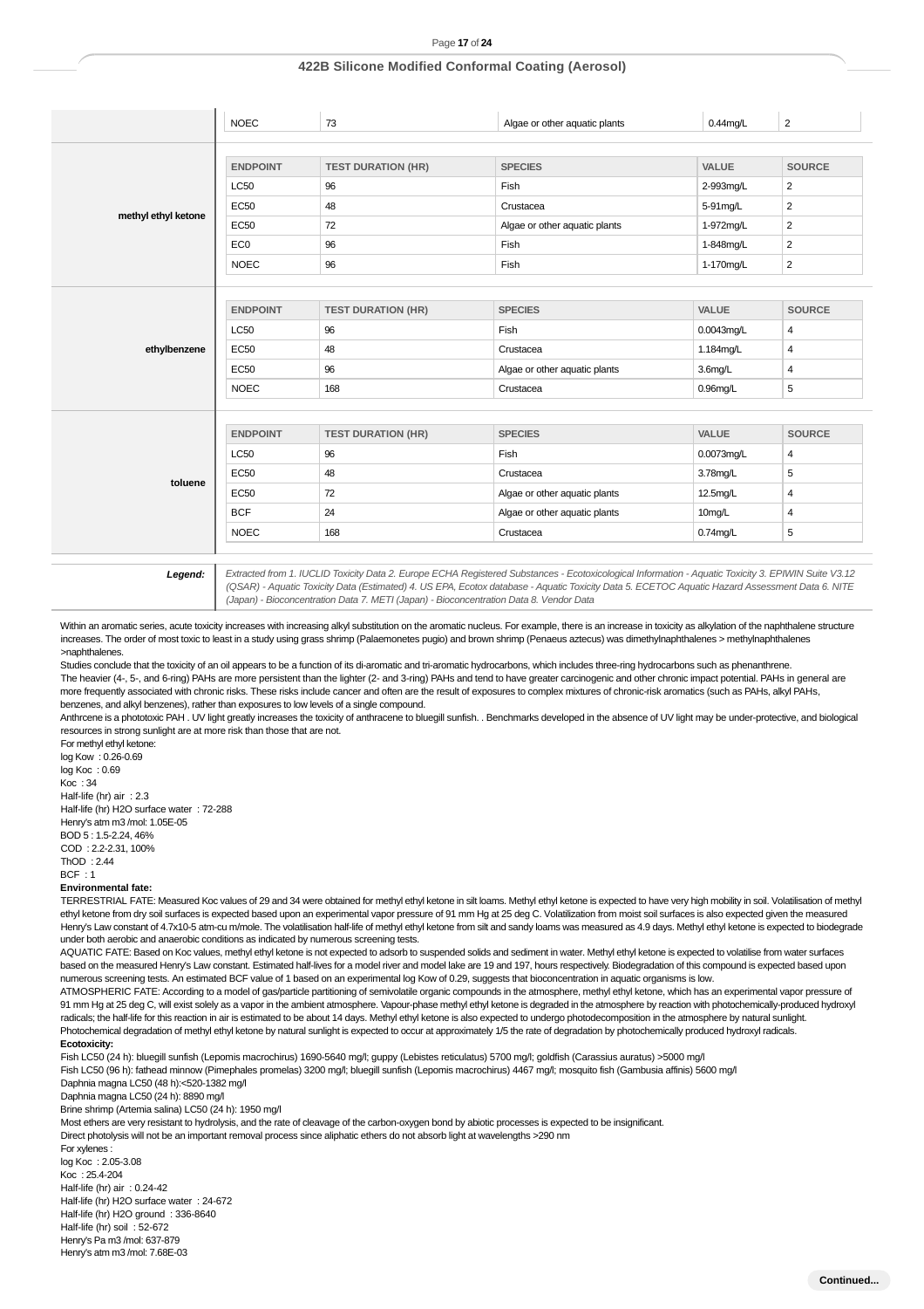| | NOEC | 73 | Algae or other aquatic plants | 0.44mg/L | 2 |
|---|---|---|---|---|---|
| **methyl ethyl ketone** | **ENDPOINT** | **TEST DURATION (HR)** | **SPECIES** | **VALUE** | **SOURCE** |
| | LC50 | 96 | Fish | 2-993mg/L | 2 |
| | EC50 | 48 | Crustacea | 5-91mg/L | 2 |
| | EC50 | 72 | Algae or other aquatic plants | 1-972mg/L | 2 |
| | EC0 | 96 | Fish | 1-848mg/L | 2 |
| | NOEC | 96 | Fish | 1-170mg/L | 2 |
| **ethylbenzene** | **ENDPOINT** | **TEST DURATION (HR)** | **SPECIES** | **VALUE** | **SOURCE** |
| | LC50 | 96 | Fish | 0.0043mg/L | 4 |
| | EC50 | 48 | Crustacea | 1.184mg/L | 4 |
| | EC50 | 96 | Algae or other aquatic plants | 3.6mg/L | 4 |
| | NOEC | 168 | Crustacea | 0.96mg/L | 5 |
| **toluene** | **ENDPOINT** | **TEST DURATION (HR)** | **SPECIES** | **VALUE** | **SOURCE** |
| | LC50 | 96 | Fish | 0.0073mg/L | 4 |
| | EC50 | 48 | Crustacea | 3.78mg/L | 5 |
| | EC50 | 72 | Algae or other aquatic plants | 12.5mg/L | 4 |
| | BCF | 24 | Algae or other aquatic plants | 10mg/L | 4 |
| | NOEC | 168 | Crustacea | 0.74mg/L | 5 |

***Legend:*** *Extracted from 1. IUCLID Toxicity Data 2. Europe ECHA Registered Substances - Ecotoxicological Information - Aquatic Toxicity 3. EPIWIN Suite V3.12 (QSAR) - Aquatic Toxicity Data (Estimated) 4. US EPA, Ecotox database - Aquatic Toxicity Data 5. ECETOC Aquatic Hazard Assessment Data 6. NITE (Japan) - Bioconcentration Data 7. METI (Japan) - Bioconcentration Data 8. Vendor Data*

Within an aromatic series, acute toxicity increases with increasing alkyl substitution on the aromatic nucleus. For example, there is an increase in toxicity as alkylation of the naphthalene structure increases. The order of most toxic to least in a study using grass shrimp (Palaemonetes pugio) and brown shrimp (Penaeus aztecus) was dimethylnaphthalenes > methylnaphthalenes >naphthalenes.

Studies conclude that the toxicity of an oil appears to be a function of its di-aromatic and tri-aromatic hydrocarbons, which includes three-ring hydrocarbons such as phenanthrene.

The heavier (4-, 5-, and 6-ring) PAHs are more persistent than the lighter (2- and 3-ring) PAHs and tend to have greater carcinogenic and other chronic impact potential. PAHs in general are more frequently associated with chronic risks. These risks include cancer and often are the result of exposures to complex mixtures of chronic-risk aromatics (such as PAHs, alkyl PAHs, benzenes, and alkyl benzenes), rather than exposures to low levels of a single compound.

Anthrcene is a phototoxic PAH . UV light greatly increases the toxicity of anthracene to bluegill sunfish. . Benchmarks developed in the absence of UV light may be under-protective, and biological resources in strong sunlight are at more risk than those that are not.

For methyl ethyl ketone:
log Kow : 0.26-0.69
log Koc : 0.69
Koc : 34
Half-life (hr) air : 2.3
Half-life (hr) H2O surface water : 72-288
Henry's atm m3 /mol: 1.05E-05
BOD 5 : 1.5-2.24, 46%
COD : 2.2-2.31, 100%
ThOD : 2.44
BCF : 1

**Environmental fate:**

TERRESTRIAL FATE: Measured Koc values of 29 and 34 were obtained for methyl ethyl ketone in silt loams. Methyl ethyl ketone is expected to have very high mobility in soil. Volatilisation of methyl ethyl ketone from dry soil surfaces is expected based upon an experimental vapor pressure of 91 mm Hg at 25 deg C. Volatilization from moist soil surfaces is also expected given the measured Henry's Law constant of 4.7x10-5 atm-cu m/mole. The volatilisation half-life of methyl ethyl ketone from silt and sandy loams was measured as 4.9 days. Methyl ethyl ketone is expected to biodegrade under both aerobic and anaerobic conditions as indicated by numerous screening tests.

AQUATIC FATE: Based on Koc values, methyl ethyl ketone is not expected to adsorb to suspended solids and sediment in water. Methyl ethyl ketone is expected to volatilise from water surfaces based on the measured Henry's Law constant. Estimated half-lives for a model river and model lake are 19 and 197, hours respectively. Biodegradation of this compound is expected based upon numerous screening tests. An estimated BCF value of 1 based on an experimental log Kow of 0.29, suggests that bioconcentration in aquatic organisms is low.

ATMOSPHERIC FATE: According to a model of gas/particle partitioning of semivolatile organic compounds in the atmosphere, methyl ethyl ketone, which has an experimental vapor pressure of 91 mm Hg at 25 deg C, will exist solely as a vapor in the ambient atmosphere. Vapour-phase methyl ethyl ketone is degraded in the atmosphere by reaction with photochemically-produced hydroxyl radicals; the half-life for this reaction in air is estimated to be about 14 days. Methyl ethyl ketone is also expected to undergo photodecomposition in the atmosphere by natural sunlight. Photochemical degradation of methyl ethyl ketone by natural sunlight is expected to occur at approximately 1/5 the rate of degradation by photochemically produced hydroxyl radicals.

**Ecotoxicity:**

Fish LC50 (24 h): bluegill sunfish (Lepomis macrochirus) 1690-5640 mg/l; guppy (Lebistes reticulatus) 5700 mg/l; goldfish (Carassius auratus) >5000 mg/l
Fish LC50 (96 h): fathead minnow (Pimephales promelas) 3200 mg/l; bluegill sunfish (Lepomis macrochirus) 4467 mg/l; mosquito fish (Gambusia affinis) 5600 mg/l
Daphnia magna LC50 (48 h):<520-1382 mg/l
Daphnia magna LC50 (24 h): 8890 mg/l
Brine shrimp (Artemia salina) LC50 (24 h): 1950 mg/l
Most ethers are very resistant to hydrolysis, and the rate of cleavage of the carbon-oxygen bond by abiotic processes is expected to be insignificant.
Direct photolysis will not be an important removal process since aliphatic ethers do not absorb light at wavelengths >290 nm

For xylenes :
log Koc : 2.05-3.08
Koc : 25.4-204
Half-life (hr) air : 0.24-42
Half-life (hr) H2O surface water : 24-672
Half-life (hr) H2O ground : 336-8640
Half-life (hr) soil : 52-672
Henry's Pa m3 /mol: 637-879
Henry's atm m3 /mol: 7.68E-03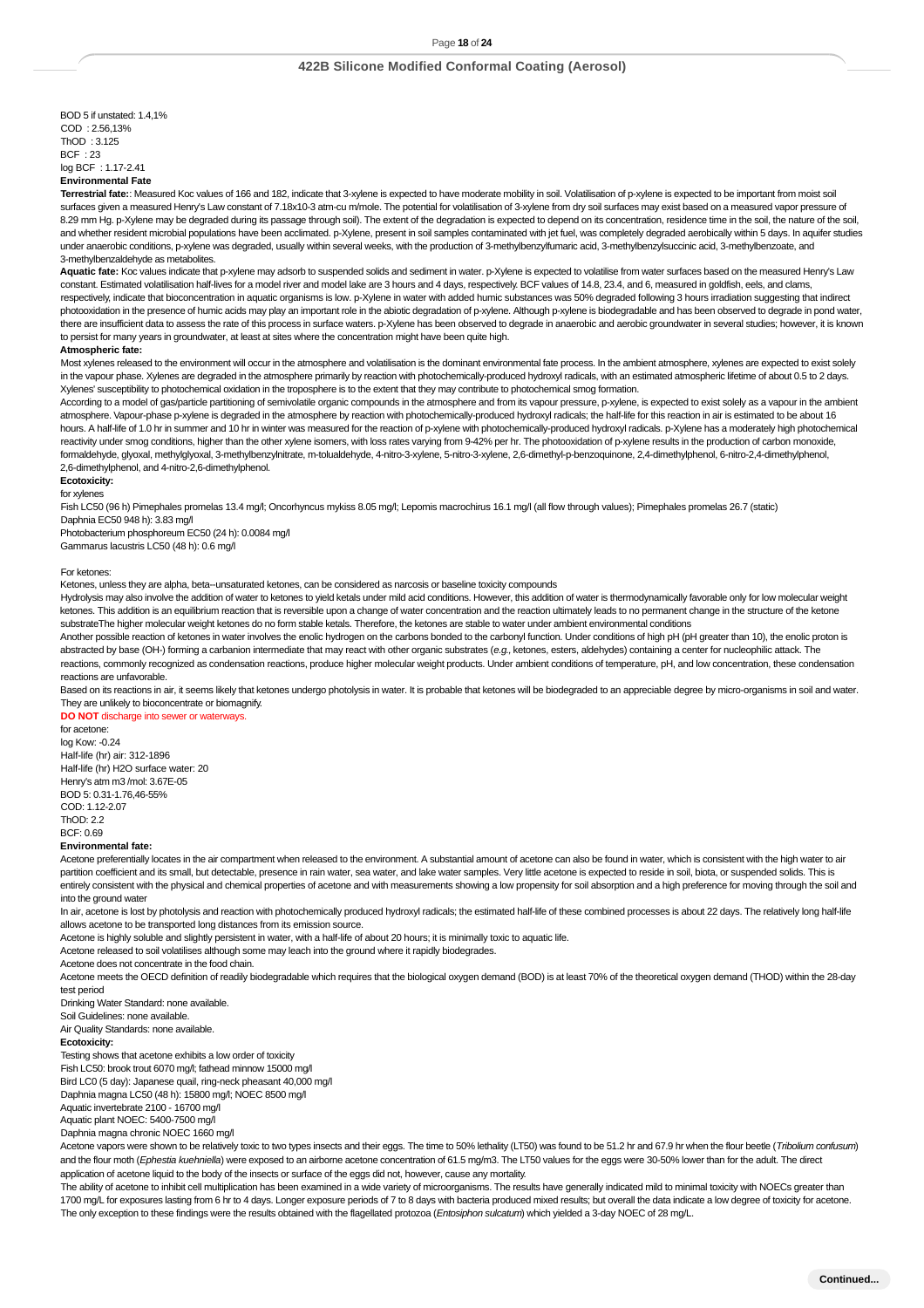BOD 5 if unstated: 1.4,1%
COD : 2.56,13%
ThOD : 3.125
BCF : 23
log BCF : 1.17-2.41

**Environmental Fate**

**Terrestrial fate:**: Measured Koc values of 166 and 182, indicate that 3-xylene is expected to have moderate mobility in soil. Volatilisation of p-xylene is expected to be important from moist soil surfaces given a measured Henry's Law constant of 7.18x10-3 atm-cu m/mole. The potential for volatilisation of 3-xylene from dry soil surfaces may exist based on a measured vapor pressure of 8.29 mm Hg. p-Xylene may be degraded during its passage through soil). The extent of the degradation is expected to depend on its concentration, residence time in the soil, the nature of the soil, and whether resident microbial populations have been acclimated. p-Xylene, present in soil samples contaminated with jet fuel, was completely degraded aerobically within 5 days. In aquifer studies under anaerobic conditions, p-xylene was degraded, usually within several weeks, with the production of 3-methylbenzylfumaric acid, 3-methylbenzylsuccinic acid, 3-methylbenzoate, and 3-methylbenzaldehyde as metabolites.

**Aquatic fate:** Koc values indicate that p-xylene may adsorb to suspended solids and sediment in water. p-Xylene is expected to volatilise from water surfaces based on the measured Henry's Law constant. Estimated volatilisation half-lives for a model river and model lake are 3 hours and 4 days, respectively. BCF values of 14.8, 23.4, and 6, measured in goldfish, eels, and clams, respectively, indicate that bioconcentration in aquatic organisms is low. p-Xylene in water with added humic substances was 50% degraded following 3 hours irradiation suggesting that indirect photooxidation in the presence of humic acids may play an important role in the abiotic degradation of p-xylene. Although p-xylene is biodegradable and has been observed to degrade in pond water, there are insufficient data to assess the rate of this process in surface waters. p-Xylene has been observed to degrade in anaerobic and aerobic groundwater in several studies; however, it is known to persist for many years in groundwater, at least at sites where the concentration might have been quite high.

**Atmospheric fate:**

Most xylenes released to the environment will occur in the atmosphere and volatilisation is the dominant environmental fate process. In the ambient atmosphere, xylenes are expected to exist solely in the vapour phase. Xylenes are degraded in the atmosphere primarily by reaction with photochemically-produced hydroxyl radicals, with an estimated atmospheric lifetime of about 0.5 to 2 days. Xylenes' susceptibility to photochemical oxidation in the troposphere is to the extent that they may contribute to photochemical smog formation.

According to a model of gas/particle partitioning of semivolatile organic compounds in the atmosphere and from its vapour pressure, p-xylene, is expected to exist solely as a vapour in the ambient atmosphere. Vapour-phase p-xylene is degraded in the atmosphere by reaction with photochemically-produced hydroxyl radicals; the half-life for this reaction in air is estimated to be about 16 hours. A half-life of 1.0 hr in summer and 10 hr in winter was measured for the reaction of p-xylene with photochemically-produced hydroxyl radicals. p-Xylene has a moderately high photochemical reactivity under smog conditions, higher than the other xylene isomers, with loss rates varying from 9-42% per hr. The photooxidation of p-xylene results in the production of carbon monoxide, formaldehyde, glyoxal, methylglyoxal, 3-methylbenzylnitrate, m-tolualdehyde, 4-nitro-3-xylene, 5-nitro-3-xylene, 2,6-dimethyl-p-benzoquinone, 2,4-dimethylphenol, 6-nitro-2,4-dimethylphenol, 2,6-dimethylphenol, and 4-nitro-2,6-dimethylphenol.

**Ecotoxicity:**

for xylenes

Fish LC50 (96 h) Pimephales promelas 13.4 mg/l; Oncorhyncus mykiss 8.05 mg/l; Lepomis macrochirus 16.1 mg/l (all flow through values); Pimephales promelas 26.7 (static)
Daphnia EC50 948 h): 3.83 mg/l
Photobacterium phosphoreum EC50 (24 h): 0.0084 mg/l
Gammarus lacustris LC50 (48 h): 0.6 mg/l

For ketones:

Ketones, unless they are alpha, beta--unsaturated ketones, can be considered as narcosis or baseline toxicity compounds

Hydrolysis may also involve the addition of water to ketones to yield ketals under mild acid conditions. However, this addition of water is thermodynamically favorable only for low molecular weight ketones. This addition is an equilibrium reaction that is reversible upon a change of water concentration and the reaction ultimately leads to no permanent change in the structure of the ketone substrateThe higher molecular weight ketones do no form stable ketals. Therefore, the ketones are stable to water under ambient environmental conditions

Another possible reaction of ketones in water involves the enolic hydrogen on the carbons bonded to the carbonyl function. Under conditions of high pH (pH greater than 10), the enolic proton is abstracted by base (OH-) forming a carbanion intermediate that may react with other organic substrates (*e.g.*, ketones, esters, aldehydes) containing a center for nucleophilic attack. The reactions, commonly recognized as condensation reactions, produce higher molecular weight products. Under ambient conditions of temperature, pH, and low concentration, these condensation reactions are unfavorable.

Based on its reactions in air, it seems likely that ketones undergo photolysis in water. It is probable that ketones will be biodegraded to an appreciable degree by micro-organisms in soil and water. They are unlikely to bioconcentrate or biomagnify.

**DO NOT** discharge into sewer or waterways.

for acetone:
log Kow: -0.24
Half-life (hr) air: 312-1896
Half-life (hr) H2O surface water: 20
Henry's atm m3 /mol: 3.67E-05
BOD 5: 0.31-1.76,46-55%
COD: 1.12-2.07
ThOD: 2.2
BCF: 0.69

**Environmental fate:**

Acetone preferentially locates in the air compartment when released to the environment. A substantial amount of acetone can also be found in water, which is consistent with the high water to air partition coefficient and its small, but detectable, presence in rain water, sea water, and lake water samples. Very little acetone is expected to reside in soil, biota, or suspended solids. This is entirely consistent with the physical and chemical properties of acetone and with measurements showing a low propensity for soil absorption and a high preference for moving through the soil and into the ground water

In air, acetone is lost by photolysis and reaction with photochemically produced hydroxyl radicals; the estimated half-life of these combined processes is about 22 days. The relatively long half-life allows acetone to be transported long distances from its emission source.

Acetone is highly soluble and slightly persistent in water, with a half-life of about 20 hours; it is minimally toxic to aquatic life.

Acetone released to soil volatilises although some may leach into the ground where it rapidly biodegrades.

Acetone does not concentrate in the food chain.

Acetone meets the OECD definition of readily biodegradable which requires that the biological oxygen demand (BOD) is at least 70% of the theoretical oxygen demand (THOD) within the 28-day test period

Drinking Water Standard: none available.
Soil Guidelines: none available.
Air Quality Standards: none available.

**Ecotoxicity:**

Testing shows that acetone exhibits a low order of toxicity
Fish LC50: brook trout 6070 mg/l; fathead minnow 15000 mg/l
Bird LC0 (5 day): Japanese quail, ring-neck pheasant 40,000 mg/l
Daphnia magna LC50 (48 h): 15800 mg/l; NOEC 8500 mg/l
Aquatic invertebrate 2100 - 16700 mg/l
Aquatic plant NOEC: 5400-7500 mg/l
Daphnia magna chronic NOEC 1660 mg/l

Acetone vapors were shown to be relatively toxic to two types insects and their eggs. The time to 50% lethality (LT50) was found to be 51.2 hr and 67.9 hr when the flour beetle (*Tribolium confusum*) and the flour moth (*Ephestia kuehniella*) were exposed to an airborne acetone concentration of 61.5 mg/m3. The LT50 values for the eggs were 30-50% lower than for the adult. The direct application of acetone liquid to the body of the insects or surface of the eggs did not, however, cause any mortality.

The ability of acetone to inhibit cell multiplication has been examined in a wide variety of microorganisms. The results have generally indicated mild to minimal toxicity with NOECs greater than 1700 mg/L for exposures lasting from 6 hr to 4 days. Longer exposure periods of 7 to 8 days with bacteria produced mixed results; but overall the data indicate a low degree of toxicity for acetone. The only exception to these findings were the results obtained with the flagellated protozoa (*Entosiphon sulcatum*) which yielded a 3-day NOEC of 28 mg/L.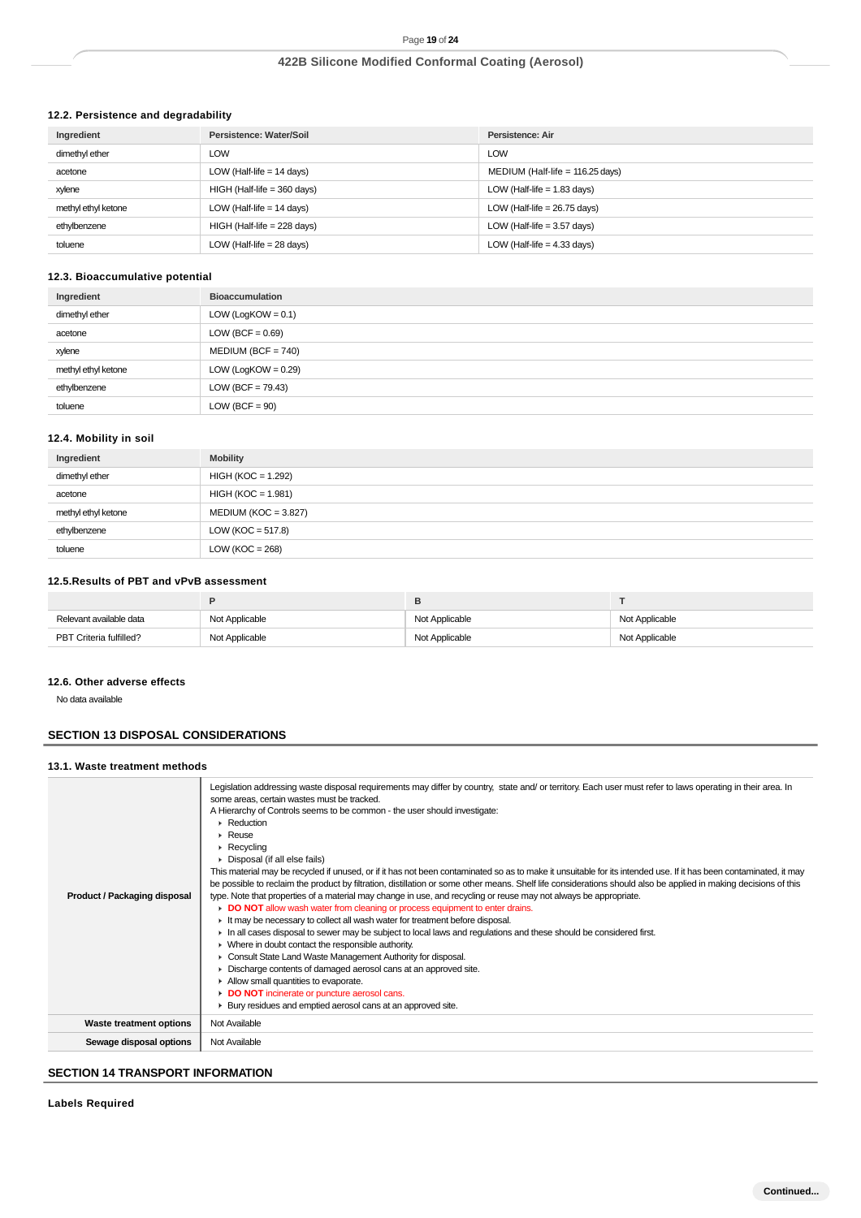### 12.2. Persistence and degradability

| Ingredient | Persistence: Water/Soil | Persistence: Air |
|---|---|---|
| dimethyl ether | LOW | LOW |
| acetone | LOW (Half-life = 14 days) | MEDIUM (Half-life = 116.25 days) |
| xylene | HIGH (Half-life = 360 days) | LOW (Half-life = 1.83 days) |
| methyl ethyl ketone | LOW (Half-life = 14 days) | LOW (Half-life = 26.75 days) |
| ethylbenzene | HIGH (Half-life = 228 days) | LOW (Half-life = 3.57 days) |
| toluene | LOW (Half-life = 28 days) | LOW (Half-life = 4.33 days) |

### 12.3. Bioaccumulative potential

| Ingredient | Bioaccumulation |
|---|---|
| dimethyl ether | LOW (LogKOW = 0.1) |
| acetone | LOW (BCF = 0.69) |
| xylene | MEDIUM (BCF = 740) |
| methyl ethyl ketone | LOW (LogKOW = 0.29) |
| ethylbenzene | LOW (BCF = 79.43) |
| toluene | LOW (BCF = 90) |

### 12.4. Mobility in soil

| Ingredient | Mobility |
|---|---|
| dimethyl ether | HIGH (KOC = 1.292) |
| acetone | HIGH (KOC = 1.981) |
| methyl ethyl ketone | MEDIUM (KOC = 3.827) |
| ethylbenzene | LOW (KOC = 517.8) |
| toluene | LOW (KOC = 268) |

### 12.5.Results of PBT and vPvB assessment

| | P | B | T |
|---|---|---|---|
| Relevant available data | Not Applicable | Not Applicable | Not Applicable |
| PBT Criteria fulfilled? | Not Applicable | Not Applicable | Not Applicable |

### 12.6. Other adverse effects

No data available

## SECTION 13 DISPOSAL CONSIDERATIONS

### 13.1. Waste treatment methods

| | |
|---|---|
| **Product / Packaging disposal** | Legislation addressing waste disposal requirements may differ by country, state and/ or territory. Each user must refer to laws operating in their area. In some areas, certain wastes must be tracked.<br>A Hierarchy of Controls seems to be common - the user should investigate:<br>▸ Reduction<br>▸ Reuse<br>▸ Recycling<br>▸ Disposal (if all else fails)<br>This material may be recycled if unused, or if it has not been contaminated so as to make it unsuitable for its intended use. If it has been contaminated, it may be possible to reclaim the product by filtration, distillation or some other means. Shelf life considerations should also be applied in making decisions of this type. Note that properties of a material may change in use, and recycling or reuse may not always be appropriate.<br>▸ **DO NOT** allow wash water from cleaning or process equipment to enter drains.<br>▸ It may be necessary to collect all wash water for treatment before disposal.<br>▸ In all cases disposal to sewer may be subject to local laws and regulations and these should be considered first.<br>▸ Where in doubt contact the responsible authority.<br>▸ Consult State Land Waste Management Authority for disposal.<br>▸ Discharge contents of damaged aerosol cans at an approved site.<br>▸ Allow small quantities to evaporate.<br>▸ **DO NOT** incinerate or puncture aerosol cans.<br>▸ Bury residues and emptied aerosol cans at an approved site. |
| **Waste treatment options** | Not Available |
| **Sewage disposal options** | Not Available |

## SECTION 14 TRANSPORT INFORMATION

**Labels Required**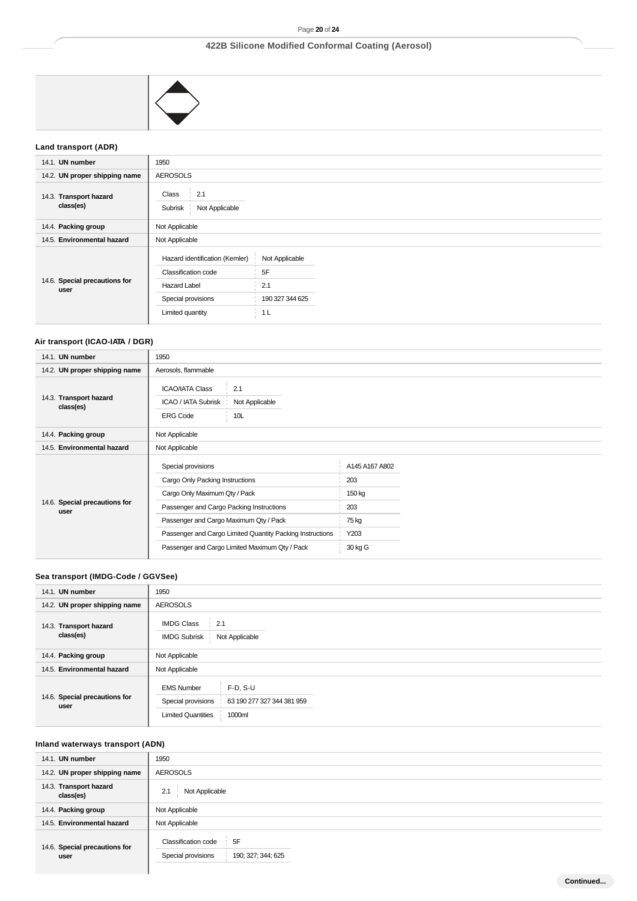## Land transport (ADR)

| | |
|---|---|
| 14.1. **UN number** | 1950 |
| 14.2. **UN proper shipping name** | AEROSOLS |
| 14.3. **Transport hazard class(es)** | Class: 2.1<br>Subrisk: Not Applicable |
| 14.4. **Packing group** | Not Applicable |
| 14.5. **Environmental hazard** | Not Applicable |
| 14.6. **Special precautions for user** | Hazard identification (Kemler): Not Applicable<br>Classification code: 5F<br>Hazard Label: 2.1<br>Special provisions: 190 327 344 625<br>Limited quantity: 1 L |

## Air transport (ICAO-IATA / DGR)

| | |
|---|---|
| 14.1. **UN number** | 1950 |
| 14.2. **UN proper shipping name** | Aerosols, flammable |
| 14.3. **Transport hazard class(es)** | ICAO/IATA Class: 2.1<br>ICAO / IATA Subrisk: Not Applicable<br>ERG Code: 10L |
| 14.4. **Packing group** | Not Applicable |
| 14.5. **Environmental hazard** | Not Applicable |
| 14.6. **Special precautions for user** | Special provisions: A145 A167 A802<br>Cargo Only Packing Instructions: 203<br>Cargo Only Maximum Qty / Pack: 150 kg<br>Passenger and Cargo Packing Instructions: 203<br>Passenger and Cargo Maximum Qty / Pack: 75 kg<br>Passenger and Cargo Limited Quantity Packing Instructions: Y203<br>Passenger and Cargo Limited Maximum Qty / Pack: 30 kg G |

## Sea transport (IMDG-Code / GGVSee)

| | |
|---|---|
| 14.1. **UN number** | 1950 |
| 14.2. **UN proper shipping name** | AEROSOLS |
| 14.3. **Transport hazard class(es)** | IMDG Class: 2.1<br>IMDG Subrisk: Not Applicable |
| 14.4. **Packing group** | Not Applicable |
| 14.5. **Environmental hazard** | Not Applicable |
| 14.6. **Special precautions for user** | EMS Number: F-D, S-U<br>Special provisions: 63 190 277 327 344 381 959<br>Limited Quantities: 1000ml |

## Inland waterways transport (ADN)

| | |
|---|---|
| 14.1. **UN number** | 1950 |
| 14.2. **UN proper shipping name** | AEROSOLS |
| 14.3. **Transport hazard class(es)** | 2.1 Not Applicable |
| 14.4. **Packing group** | Not Applicable |
| 14.5. **Environmental hazard** | Not Applicable |
| 14.6. **Special precautions for user** | Classification code: 5F<br>Special provisions: 190; 327; 344; 625 |

Continued...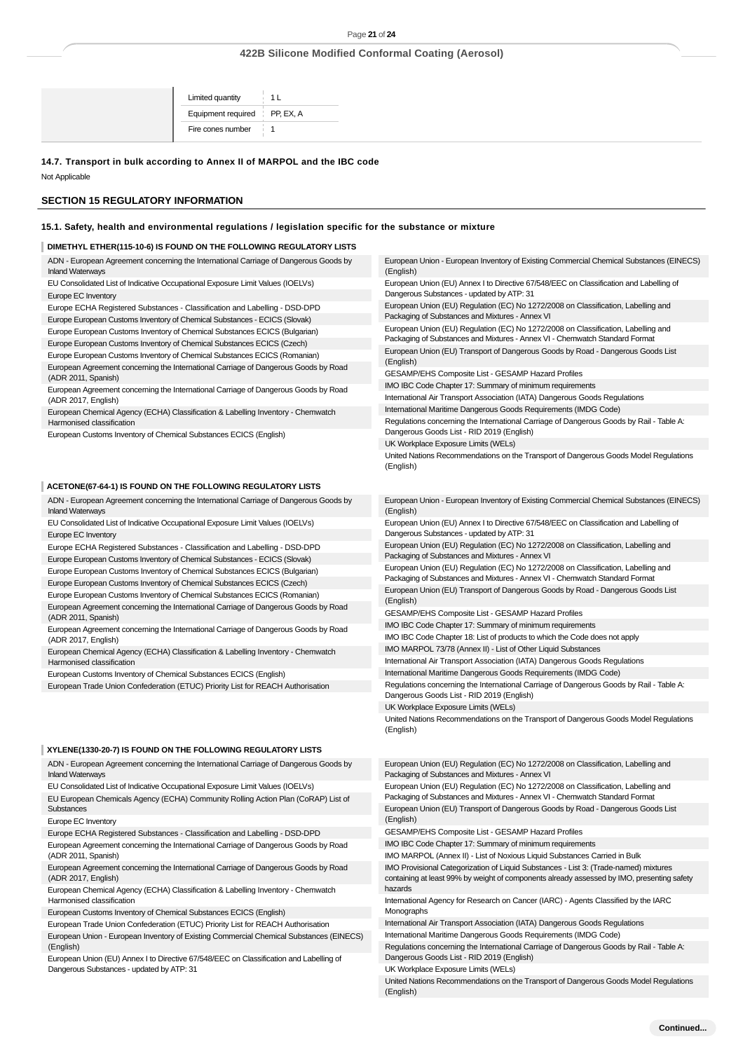| | | |
|---|---|---|
| | Limited quantity | 1 L |
| | Equipment required | PP, EX, A |
| | Fire cones number | 1 |

**14.7. Transport in bulk according to Annex II of MARPOL and the IBC code**

Not Applicable

## SECTION 15 REGULATORY INFORMATION

**15.1. Safety, health and environmental regulations / legislation specific for the substance or mixture**

**DIMETHYL ETHER(115-10-6) IS FOUND ON THE FOLLOWING REGULATORY LISTS**

- ADN - European Agreement concerning the International Carriage of Dangerous Goods by Inland Waterways
- EU Consolidated List of Indicative Occupational Exposure Limit Values (IOELVs)
- Europe EC Inventory
- Europe ECHA Registered Substances - Classification and Labelling - DSD-DPD
- Europe European Customs Inventory of Chemical Substances - ECICS (Slovak)
- Europe European Customs Inventory of Chemical Substances ECICS (Bulgarian)
- Europe European Customs Inventory of Chemical Substances ECICS (Czech)
- Europe European Customs Inventory of Chemical Substances ECICS (Romanian)
- European Agreement concerning the International Carriage of Dangerous Goods by Road (ADR 2011, Spanish)
- European Agreement concerning the International Carriage of Dangerous Goods by Road (ADR 2017, English)
- European Chemical Agency (ECHA) Classification & Labelling Inventory - Chemwatch Harmonised classification
- European Customs Inventory of Chemical Substances ECICS (English)
- European Union - European Inventory of Existing Commercial Chemical Substances (EINECS) (English)
- European Union (EU) Annex I to Directive 67/548/EEC on Classification and Labelling of Dangerous Substances - updated by ATP: 31
- European Union (EU) Regulation (EC) No 1272/2008 on Classification, Labelling and Packaging of Substances and Mixtures - Annex VI
- European Union (EU) Regulation (EC) No 1272/2008 on Classification, Labelling and Packaging of Substances and Mixtures - Annex VI - Chemwatch Standard Format
- European Union (EU) Transport of Dangerous Goods by Road - Dangerous Goods List (English)
- GESAMP/EHS Composite List - GESAMP Hazard Profiles
- IMO IBC Code Chapter 17: Summary of minimum requirements
- International Air Transport Association (IATA) Dangerous Goods Regulations
- International Maritime Dangerous Goods Requirements (IMDG Code)
- Regulations concerning the International Carriage of Dangerous Goods by Rail - Table A: Dangerous Goods List - RID 2019 (English)
- UK Workplace Exposure Limits (WELs)
- United Nations Recommendations on the Transport of Dangerous Goods Model Regulations (English)

**ACETONE(67-64-1) IS FOUND ON THE FOLLOWING REGULATORY LISTS**

- ADN - European Agreement concerning the International Carriage of Dangerous Goods by Inland Waterways
- EU Consolidated List of Indicative Occupational Exposure Limit Values (IOELVs)
- Europe EC Inventory
- Europe ECHA Registered Substances - Classification and Labelling - DSD-DPD
- Europe European Customs Inventory of Chemical Substances - ECICS (Slovak)
- Europe European Customs Inventory of Chemical Substances ECICS (Bulgarian)
- Europe European Customs Inventory of Chemical Substances ECICS (Czech)
- Europe European Customs Inventory of Chemical Substances ECICS (Romanian)
- European Agreement concerning the International Carriage of Dangerous Goods by Road (ADR 2011, Spanish)
- European Agreement concerning the International Carriage of Dangerous Goods by Road (ADR 2017, English)
- European Chemical Agency (ECHA) Classification & Labelling Inventory - Chemwatch Harmonised classification
- European Customs Inventory of Chemical Substances ECICS (English)
- European Trade Union Confederation (ETUC) Priority List for REACH Authorisation
- European Union - European Inventory of Existing Commercial Chemical Substances (EINECS) (English)
- European Union (EU) Annex I to Directive 67/548/EEC on Classification and Labelling of Dangerous Substances - updated by ATP: 31
- European Union (EU) Regulation (EC) No 1272/2008 on Classification, Labelling and Packaging of Substances and Mixtures - Annex VI
- European Union (EU) Regulation (EC) No 1272/2008 on Classification, Labelling and Packaging of Substances and Mixtures - Annex VI - Chemwatch Standard Format
- European Union (EU) Transport of Dangerous Goods by Road - Dangerous Goods List (English)
- GESAMP/EHS Composite List - GESAMP Hazard Profiles
- IMO IBC Code Chapter 17: Summary of minimum requirements
- IMO IBC Code Chapter 18: List of products to which the Code does not apply
- IMO MARPOL 73/78 (Annex II) - List of Other Liquid Substances
- International Air Transport Association (IATA) Dangerous Goods Regulations
- International Maritime Dangerous Goods Requirements (IMDG Code)
- Regulations concerning the International Carriage of Dangerous Goods by Rail - Table A: Dangerous Goods List - RID 2019 (English)
- UK Workplace Exposure Limits (WELs)
- United Nations Recommendations on the Transport of Dangerous Goods Model Regulations (English)

**XYLENE(1330-20-7) IS FOUND ON THE FOLLOWING REGULATORY LISTS**

- ADN - European Agreement concerning the International Carriage of Dangerous Goods by Inland Waterways
- EU Consolidated List of Indicative Occupational Exposure Limit Values (IOELVs)
- EU European Chemicals Agency (ECHA) Community Rolling Action Plan (CoRAP) List of Substances
- Europe EC Inventory
- Europe ECHA Registered Substances - Classification and Labelling - DSD-DPD
- European Agreement concerning the International Carriage of Dangerous Goods by Road (ADR 2011, Spanish)
- European Agreement concerning the International Carriage of Dangerous Goods by Road (ADR 2017, English)
- European Chemical Agency (ECHA) Classification & Labelling Inventory - Chemwatch Harmonised classification
- European Customs Inventory of Chemical Substances ECICS (English)
- European Trade Union Confederation (ETUC) Priority List for REACH Authorisation
- European Union - European Inventory of Existing Commercial Chemical Substances (EINECS) (English)
- European Union (EU) Annex I to Directive 67/548/EEC on Classification and Labelling of Dangerous Substances - updated by ATP: 31
- European Union (EU) Regulation (EC) No 1272/2008 on Classification, Labelling and Packaging of Substances and Mixtures - Annex VI
- European Union (EU) Regulation (EC) No 1272/2008 on Classification, Labelling and Packaging of Substances and Mixtures - Annex VI - Chemwatch Standard Format
- European Union (EU) Transport of Dangerous Goods by Road - Dangerous Goods List (English)
- GESAMP/EHS Composite List - GESAMP Hazard Profiles
- IMO IBC Code Chapter 17: Summary of minimum requirements
- IMO MARPOL (Annex II) - List of Noxious Liquid Substances Carried in Bulk
- IMO Provisional Categorization of Liquid Substances - List 3: (Trade-named) mixtures containing at least 99% by weight of components already assessed by IMO, presenting safety hazards
- International Agency for Research on Cancer (IARC) - Agents Classified by the IARC Monographs
- International Air Transport Association (IATA) Dangerous Goods Regulations
- International Maritime Dangerous Goods Requirements (IMDG Code)
- Regulations concerning the International Carriage of Dangerous Goods by Rail - Table A: Dangerous Goods List - RID 2019 (English)
- UK Workplace Exposure Limits (WELs)
- United Nations Recommendations on the Transport of Dangerous Goods Model Regulations (English)

**Continued...**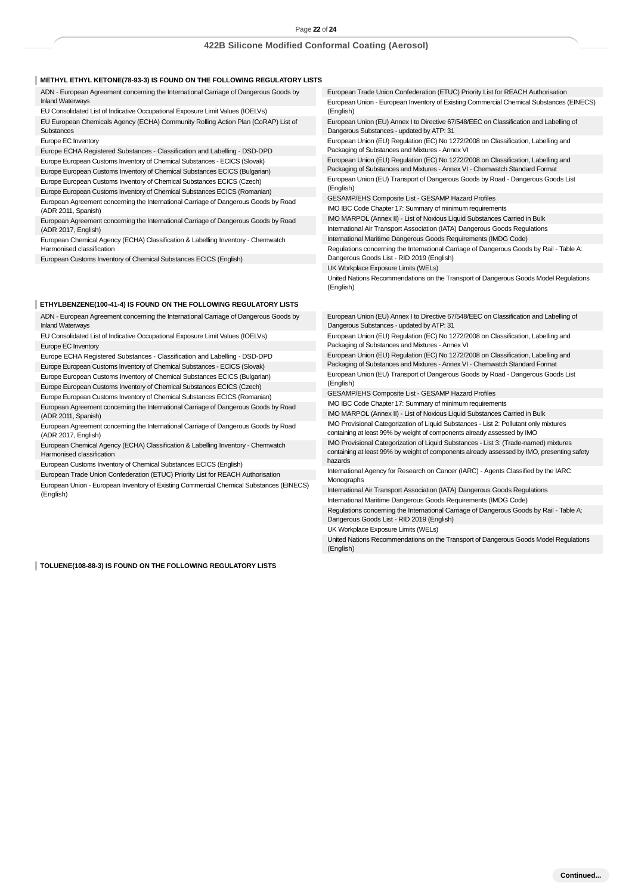### METHYL ETHYL KETONE(78-93-3) IS FOUND ON THE FOLLOWING REGULATORY LISTS

ADN - European Agreement concerning the International Carriage of Dangerous Goods by Inland Waterways
EU Consolidated List of Indicative Occupational Exposure Limit Values (IOELVs)
EU European Chemicals Agency (ECHA) Community Rolling Action Plan (CoRAP) List of Substances
Europe EC Inventory
Europe ECHA Registered Substances - Classification and Labelling - DSD-DPD
Europe European Customs Inventory of Chemical Substances - ECICS (Slovak)
Europe European Customs Inventory of Chemical Substances ECICS (Bulgarian)
Europe European Customs Inventory of Chemical Substances ECICS (Czech)
Europe European Customs Inventory of Chemical Substances ECICS (Romanian)
European Agreement concerning the International Carriage of Dangerous Goods by Road (ADR 2011, Spanish)
European Agreement concerning the International Carriage of Dangerous Goods by Road (ADR 2017, English)
European Chemical Agency (ECHA) Classification & Labelling Inventory - Chemwatch Harmonised classification
European Customs Inventory of Chemical Substances ECICS (English)
European Trade Union Confederation (ETUC) Priority List for REACH Authorisation
European Union - European Inventory of Existing Commercial Chemical Substances (EINECS) (English)
European Union (EU) Annex I to Directive 67/548/EEC on Classification and Labelling of Dangerous Substances - updated by ATP: 31
European Union (EU) Regulation (EC) No 1272/2008 on Classification, Labelling and Packaging of Substances and Mixtures - Annex VI
European Union (EU) Regulation (EC) No 1272/2008 on Classification, Labelling and Packaging of Substances and Mixtures - Annex VI - Chemwatch Standard Format
European Union (EU) Transport of Dangerous Goods by Road - Dangerous Goods List (English)
GESAMP/EHS Composite List - GESAMP Hazard Profiles
IMO IBC Code Chapter 17: Summary of minimum requirements
IMO MARPOL (Annex II) - List of Noxious Liquid Substances Carried in Bulk
International Air Transport Association (IATA) Dangerous Goods Regulations
International Maritime Dangerous Goods Requirements (IMDG Code)
Regulations concerning the International Carriage of Dangerous Goods by Rail - Table A: Dangerous Goods List - RID 2019 (English)
UK Workplace Exposure Limits (WELs)
United Nations Recommendations on the Transport of Dangerous Goods Model Regulations (English)

### ETHYLBENZENE(100-41-4) IS FOUND ON THE FOLLOWING REGULATORY LISTS

ADN - European Agreement concerning the International Carriage of Dangerous Goods by Inland Waterways
EU Consolidated List of Indicative Occupational Exposure Limit Values (IOELVs)
Europe EC Inventory
Europe ECHA Registered Substances - Classification and Labelling - DSD-DPD
Europe European Customs Inventory of Chemical Substances - ECICS (Slovak)
Europe European Customs Inventory of Chemical Substances ECICS (Bulgarian)
Europe European Customs Inventory of Chemical Substances ECICS (Czech)
Europe European Customs Inventory of Chemical Substances ECICS (Romanian)
European Agreement concerning the International Carriage of Dangerous Goods by Road (ADR 2011, Spanish)
European Agreement concerning the International Carriage of Dangerous Goods by Road (ADR 2017, English)
European Chemical Agency (ECHA) Classification & Labelling Inventory - Chemwatch Harmonised classification
European Customs Inventory of Chemical Substances ECICS (English)
European Trade Union Confederation (ETUC) Priority List for REACH Authorisation
European Union - European Inventory of Existing Commercial Chemical Substances (EINECS) (English)
European Union (EU) Annex I to Directive 67/548/EEC on Classification and Labelling of Dangerous Substances - updated by ATP: 31
European Union (EU) Regulation (EC) No 1272/2008 on Classification, Labelling and Packaging of Substances and Mixtures - Annex VI
European Union (EU) Regulation (EC) No 1272/2008 on Classification, Labelling and Packaging of Substances and Mixtures - Annex VI - Chemwatch Standard Format
European Union (EU) Transport of Dangerous Goods by Road - Dangerous Goods List (English)
GESAMP/EHS Composite List - GESAMP Hazard Profiles
IMO IBC Code Chapter 17: Summary of minimum requirements
IMO MARPOL (Annex II) - List of Noxious Liquid Substances Carried in Bulk
IMO Provisional Categorization of Liquid Substances - List 2: Pollutant only mixtures containing at least 99% by weight of components already assessed by IMO
IMO Provisional Categorization of Liquid Substances - List 3: (Trade-named) mixtures containing at least 99% by weight of components already assessed by IMO, presenting safety hazards
International Agency for Research on Cancer (IARC) - Agents Classified by the IARC Monographs
International Air Transport Association (IATA) Dangerous Goods Regulations
International Maritime Dangerous Goods Requirements (IMDG Code)
Regulations concerning the International Carriage of Dangerous Goods by Rail - Table A: Dangerous Goods List - RID 2019 (English)
UK Workplace Exposure Limits (WELs)
United Nations Recommendations on the Transport of Dangerous Goods Model Regulations (English)

### TOLUENE(108-88-3) IS FOUND ON THE FOLLOWING REGULATORY LISTS

Continued...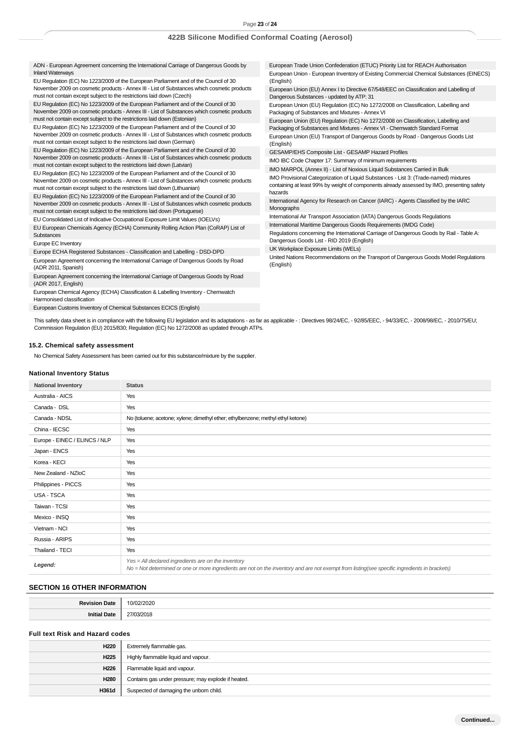ADN - European Agreement concerning the International Carriage of Dangerous Goods by Inland Waterways

EU Regulation (EC) No 1223/2009 of the European Parliament and of the Council of 30 November 2009 on cosmetic products - Annex III - List of Substances which cosmetic products must not contain except subject to the restrictions laid down (Czech)

EU Regulation (EC) No 1223/2009 of the European Parliament and of the Council of 30 November 2009 on cosmetic products - Annex III - List of Substances which cosmetic products must not contain except subject to the restrictions laid down (Estonian)

EU Regulation (EC) No 1223/2009 of the European Parliament and of the Council of 30 November 2009 on cosmetic products - Annex III - List of Substances which cosmetic products must not contain except subject to the restrictions laid down (German)

EU Regulation (EC) No 1223/2009 of the European Parliament and of the Council of 30 November 2009 on cosmetic products - Annex III - List of Substances which cosmetic products must not contain except subject to the restrictions laid down (Latvian)

EU Regulation (EC) No 1223/2009 of the European Parliament and of the Council of 30 November 2009 on cosmetic products - Annex III - List of Substances which cosmetic products must not contain except subject to the restrictions laid down (Lithuanian)

EU Regulation (EC) No 1223/2009 of the European Parliament and of the Council of 30 November 2009 on cosmetic products - Annex III - List of Substances which cosmetic products must not contain except subject to the restrictions laid down (Portuguese)

EU Consolidated List of Indicative Occupational Exposure Limit Values (IOELVs)

EU European Chemicals Agency (ECHA) Community Rolling Action Plan (CoRAP) List of Substances

Europe EC Inventory

Europe ECHA Registered Substances - Classification and Labelling - DSD-DPD

European Agreement concerning the International Carriage of Dangerous Goods by Road (ADR 2011, Spanish)

European Agreement concerning the International Carriage of Dangerous Goods by Road (ADR 2017, English)

European Chemical Agency (ECHA) Classification & Labelling Inventory - Chemwatch Harmonised classification

European Customs Inventory of Chemical Substances ECICS (English)

European Trade Union Confederation (ETUC) Priority List for REACH Authorisation

European Union - European Inventory of Existing Commercial Chemical Substances (EINECS) (English)

European Union (EU) Annex I to Directive 67/548/EEC on Classification and Labelling of Dangerous Substances - updated by ATP: 31

European Union (EU) Regulation (EC) No 1272/2008 on Classification, Labelling and Packaging of Substances and Mixtures - Annex VI

European Union (EU) Regulation (EC) No 1272/2008 on Classification, Labelling and Packaging of Substances and Mixtures - Annex VI - Chemwatch Standard Format

European Union (EU) Transport of Dangerous Goods by Road - Dangerous Goods List (English)

GESAMP/EHS Composite List - GESAMP Hazard Profiles

IMO IBC Code Chapter 17: Summary of minimum requirements

IMO MARPOL (Annex II) - List of Noxious Liquid Substances Carried in Bulk

IMO Provisional Categorization of Liquid Substances - List 3: (Trade-named) mixtures containing at least 99% by weight of components already assessed by IMO, presenting safety hazards

International Agency for Research on Cancer (IARC) - Agents Classified by the IARC Monographs

International Air Transport Association (IATA) Dangerous Goods Regulations

International Maritime Dangerous Goods Requirements (IMDG Code)

Regulations concerning the International Carriage of Dangerous Goods by Rail - Table A: Dangerous Goods List - RID 2019 (English)

UK Workplace Exposure Limits (WELs)

United Nations Recommendations on the Transport of Dangerous Goods Model Regulations (English)

This safety data sheet is in compliance with the following EU legislation and its adaptations - as far as applicable - : Directives 98/24/EC, - 92/85/EEC, - 94/33/EC, - 2008/98/EC, - 2010/75/EU; Commission Regulation (EU) 2015/830; Regulation (EC) No 1272/2008 as updated through ATPs.

### 15.2. Chemical safety assessment

No Chemical Safety Assessment has been carried out for this substance/mixture by the supplier.

### National Inventory Status

| National Inventory | Status |
|---|---|
| Australia - AICS | Yes |
| Canada - DSL | Yes |
| Canada - NDSL | No (toluene; acetone; xylene; dimethyl ether; ethylbenzene; methyl ethyl ketone) |
| China - IECSC | Yes |
| Europe - EINEC / ELINCS / NLP | Yes |
| Japan - ENCS | Yes |
| Korea - KECI | Yes |
| New Zealand - NZIoC | Yes |
| Philippines - PICCS | Yes |
| USA - TSCA | Yes |
| Taiwan - TCSI | Yes |
| Mexico - INSQ | Yes |
| Vietnam - NCI | Yes |
| Russia - ARIPS | Yes |
| Thailand - TECI | Yes |
| *Legend:* | *Yes = All declared ingredients are on the inventory*<br>*No = Not determined or one or more ingredients are not on the inventory and are not exempt from listing(see specific ingredients in brackets)* |

## SECTION 16 OTHER INFORMATION

| | |
|---|---|
| **Revision Date** | 10/02/2020 |
| **Initial Date** | 27/03/2018 |

### Full text Risk and Hazard codes

| | |
|---|---|
| **H220** | Extremely flammable gas. |
| **H225** | Highly flammable liquid and vapour. |
| **H226** | Flammable liquid and vapour. |
| **H280** | Contains gas under pressure; may explode if heated. |
| **H361d** | Suspected of damaging the unborn child. |

**Continued...**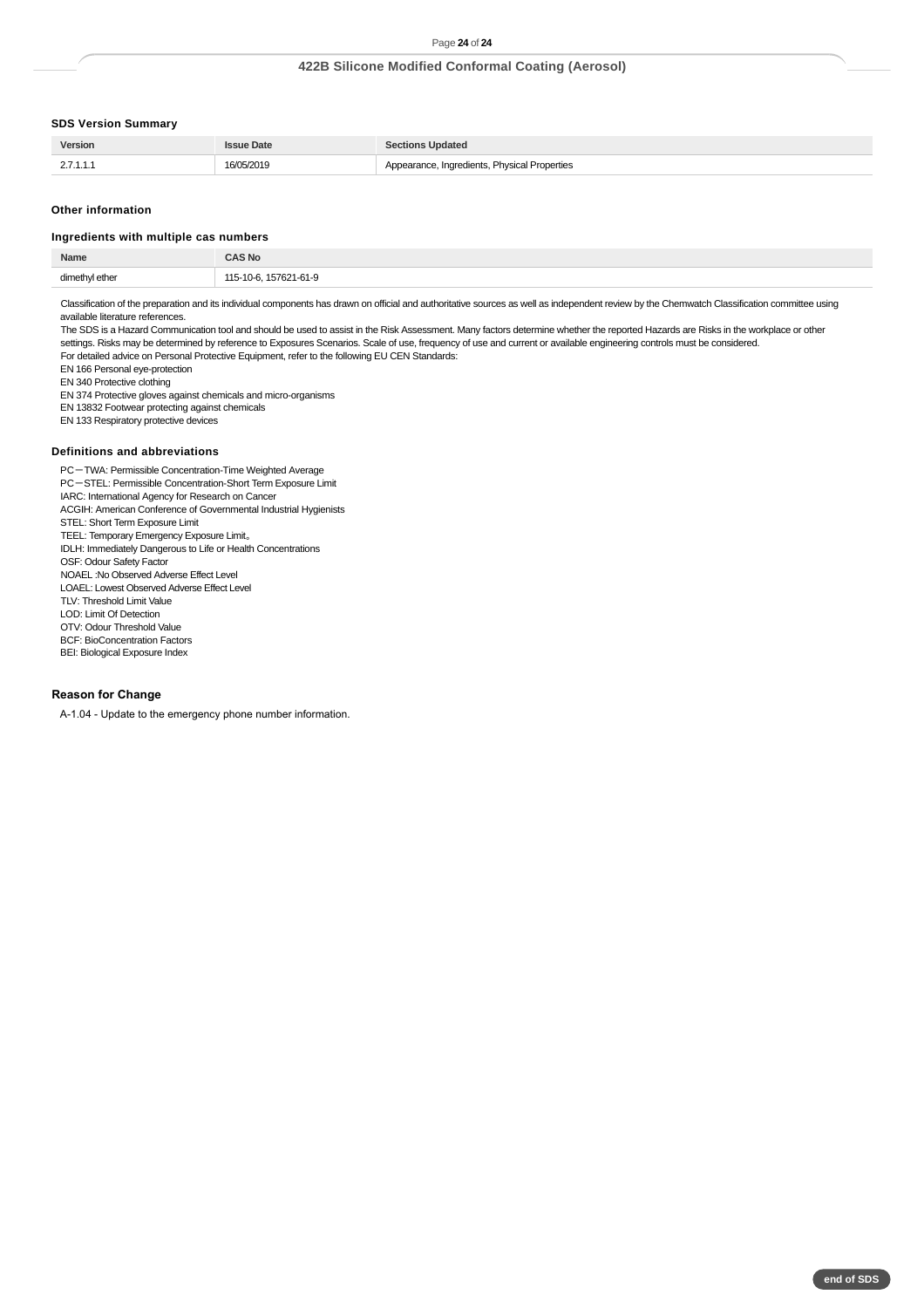## SDS Version Summary

| Version | Issue Date | Sections Updated |
|---|---|---|
| 2.7.1.1.1 | 16/05/2019 | Appearance, Ingredients, Physical Properties |

## Other information

### Ingredients with multiple cas numbers

| Name | CAS No |
|---|---|
| dimethyl ether | 115-10-6, 157621-61-9 |

Classification of the preparation and its individual components has drawn on official and authoritative sources as well as independent review by the Chemwatch Classification committee using available literature references.

The SDS is a Hazard Communication tool and should be used to assist in the Risk Assessment. Many factors determine whether the reported Hazards are Risks in the workplace or other settings. Risks may be determined by reference to Exposures Scenarios. Scale of use, frequency of use and current or available engineering controls must be considered.

For detailed advice on Personal Protective Equipment, refer to the following EU CEN Standards:

EN 166 Personal eye-protection
EN 340 Protective clothing
EN 374 Protective gloves against chemicals and micro-organisms
EN 13832 Footwear protecting against chemicals
EN 133 Respiratory protective devices

### Definitions and abbreviations

PC－TWA: Permissible Concentration-Time Weighted Average
PC－STEL: Permissible Concentration-Short Term Exposure Limit
IARC: International Agency for Research on Cancer
ACGIH: American Conference of Governmental Industrial Hygienists
STEL: Short Term Exposure Limit
TEEL: Temporary Emergency Exposure Limit。
IDLH: Immediately Dangerous to Life or Health Concentrations
OSF: Odour Safety Factor
NOAEL :No Observed Adverse Effect Level
LOAEL: Lowest Observed Adverse Effect Level
TLV: Threshold Limit Value
LOD: Limit Of Detection
OTV: Odour Threshold Value
BCF: BioConcentration Factors
BEI: Biological Exposure Index

### Reason for Change

A-1.04 - Update to the emergency phone number information.

end of SDS